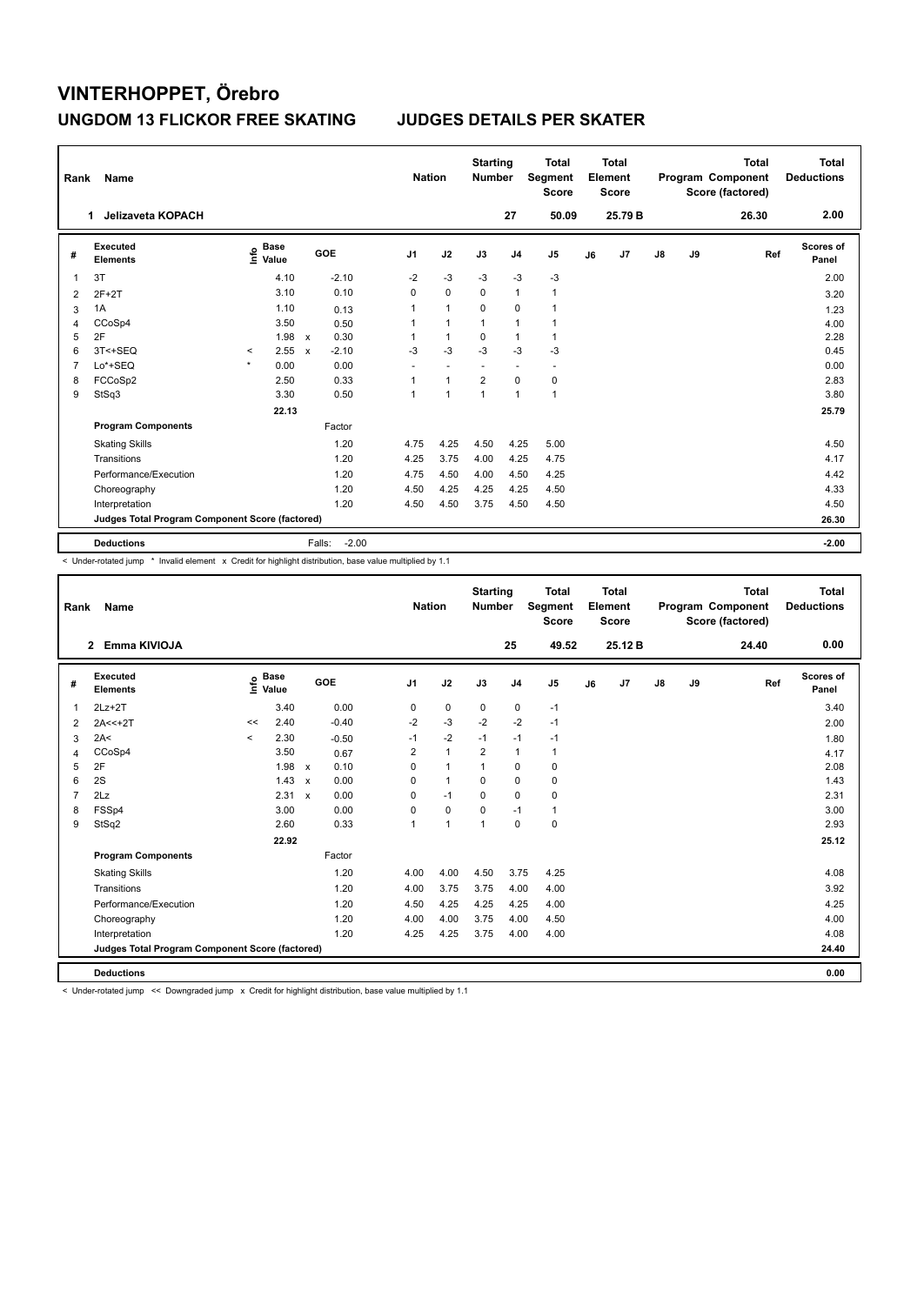# VINTERHOPPET, Örebro

## UNGDOM 13 FLICKOR FREE SKATING JUDGES DETAILS PER SKATER

| Rank | Name | Nation | Starting Number | Total Segment Score | Total Element Score | Total Program Component Score (factored) | Total Deductions |
|---|---|---|---|---|---|---|---|
| 1 | Jelizaveta KOPACH | | 27 | 50.09 | 25.79 B | 26.30 | 2.00 |

| # | Executed Elements | Info | Base Value | | GOE | J1 | J2 | J3 | J4 | J5 | J6 | J7 | J8 | J9 | Ref | Scores of Panel |
|---|---|---|---|---|---|---|---|---|---|---|---|---|---|---|---|---|
| 1 | 3T | | 4.10 | | -2.10 | -2 | -3 | -3 | -3 | -3 | | | | | | 2.00 |
| 2 | 2F+2T | | 3.10 | | 0.10 | 0 | 0 | 0 | 1 | 1 | | | | | | 3.20 |
| 3 | 1A | | 1.10 | | 0.13 | 1 | 1 | 0 | 0 | 1 | | | | | | 1.23 |
| 4 | CCoSp4 | | 3.50 | | 0.50 | 1 | 1 | 1 | 1 | 1 | | | | | | 4.00 |
| 5 | 2F | | 1.98 | x | 0.30 | 1 | 1 | 0 | 1 | 1 | | | | | | 2.28 |
| 6 | 3T<+SEQ | < | 2.55 | x | -2.10 | -3 | -3 | -3 | -3 | -3 | | | | | | 0.45 |
| 7 | Lo*+SEQ | * | 0.00 | | 0.00 | - | - | - | - | - | | | | | | 0.00 |
| 8 | FCCoSp2 | | 2.50 | | 0.33 | 1 | 1 | 2 | 0 | 0 | | | | | | 2.83 |
| 9 | StSq3 | | 3.30 | | 0.50 | 1 | 1 | 1 | 1 | 1 | | | | | | 3.80 |
| | | | 22.13 | | | | | | | | | | | | | 25.79 |
| | **Program Components** | | | | Factor | | | | | | | | | | | |
| | Skating Skills | | | | 1.20 | 4.75 | 4.25 | 4.50 | 4.25 | 5.00 | | | | | | 4.50 |
| | Transitions | | | | 1.20 | 4.25 | 3.75 | 4.00 | 4.25 | 4.75 | | | | | | 4.17 |
| | Performance/Execution | | | | 1.20 | 4.75 | 4.50 | 4.00 | 4.50 | 4.25 | | | | | | 4.42 |
| | Choreography | | | | 1.20 | 4.50 | 4.25 | 4.25 | 4.25 | 4.50 | | | | | | 4.33 |
| | Interpretation | | | | 1.20 | 4.50 | 4.50 | 3.75 | 4.50 | 4.50 | | | | | | 4.50 |
| | **Judges Total Program Component Score (factored)** | | | | | | | | | | | | | | | 26.30 |
| | **Deductions** | | | Falls: | -2.00 | | | | | | | | | | | -2.00 |

< Under-rotated jump * Invalid element x Credit for highlight distribution, base value multiplied by 1.1

| Rank | Name | Nation | Starting Number | Total Segment Score | Total Element Score | Total Program Component Score (factored) | Total Deductions |
|---|---|---|---|---|---|---|---|
| 2 | Emma KIVIOJA | | 25 | 49.52 | 25.12 B | 24.40 | 0.00 |

| # | Executed Elements | Info | Base Value | | GOE | J1 | J2 | J3 | J4 | J5 | J6 | J7 | J8 | J9 | Ref | Scores of Panel |
|---|---|---|---|---|---|---|---|---|---|---|---|---|---|---|---|---|
| 1 | 2Lz+2T | | 3.40 | | 0.00 | 0 | 0 | 0 | 0 | -1 | | | | | | 3.40 |
| 2 | 2A<<+2T | << | 2.40 | | -0.40 | -2 | -3 | -2 | -2 | -1 | | | | | | 2.00 |
| 3 | 2A< | < | 2.30 | | -0.50 | -1 | -2 | -1 | -1 | -1 | | | | | | 1.80 |
| 4 | CCoSp4 | | 3.50 | | 0.67 | 2 | 1 | 2 | 1 | 1 | | | | | | 4.17 |
| 5 | 2F | | 1.98 | x | 0.10 | 0 | 1 | 1 | 0 | 0 | | | | | | 2.08 |
| 6 | 2S | | 1.43 | x | 0.00 | 0 | 1 | 0 | 0 | 0 | | | | | | 1.43 |
| 7 | 2Lz | | 2.31 | x | 0.00 | 0 | -1 | 0 | 0 | 0 | | | | | | 2.31 |
| 8 | FSSp4 | | 3.00 | | 0.00 | 0 | 0 | 0 | -1 | 1 | | | | | | 3.00 |
| 9 | StSq2 | | 2.60 | | 0.33 | 1 | 1 | 1 | 0 | 0 | | | | | | 2.93 |
| | | | 22.92 | | | | | | | | | | | | | 25.12 |
| | **Program Components** | | | | Factor | | | | | | | | | | | |
| | Skating Skills | | | | 1.20 | 4.00 | 4.00 | 4.50 | 3.75 | 4.25 | | | | | | 4.08 |
| | Transitions | | | | 1.20 | 4.00 | 3.75 | 3.75 | 4.00 | 4.00 | | | | | | 3.92 |
| | Performance/Execution | | | | 1.20 | 4.50 | 4.25 | 4.25 | 4.25 | 4.00 | | | | | | 4.25 |
| | Choreography | | | | 1.20 | 4.00 | 4.00 | 3.75 | 4.00 | 4.50 | | | | | | 4.00 |
| | Interpretation | | | | 1.20 | 4.25 | 4.25 | 3.75 | 4.00 | 4.00 | | | | | | 4.08 |
| | **Judges Total Program Component Score (factored)** | | | | | | | | | | | | | | | 24.40 |
| | **Deductions** | | | | | | | | | | | | | | | 0.00 |

< Under-rotated jump << Downgraded jump x Credit for highlight distribution, base value multiplied by 1.1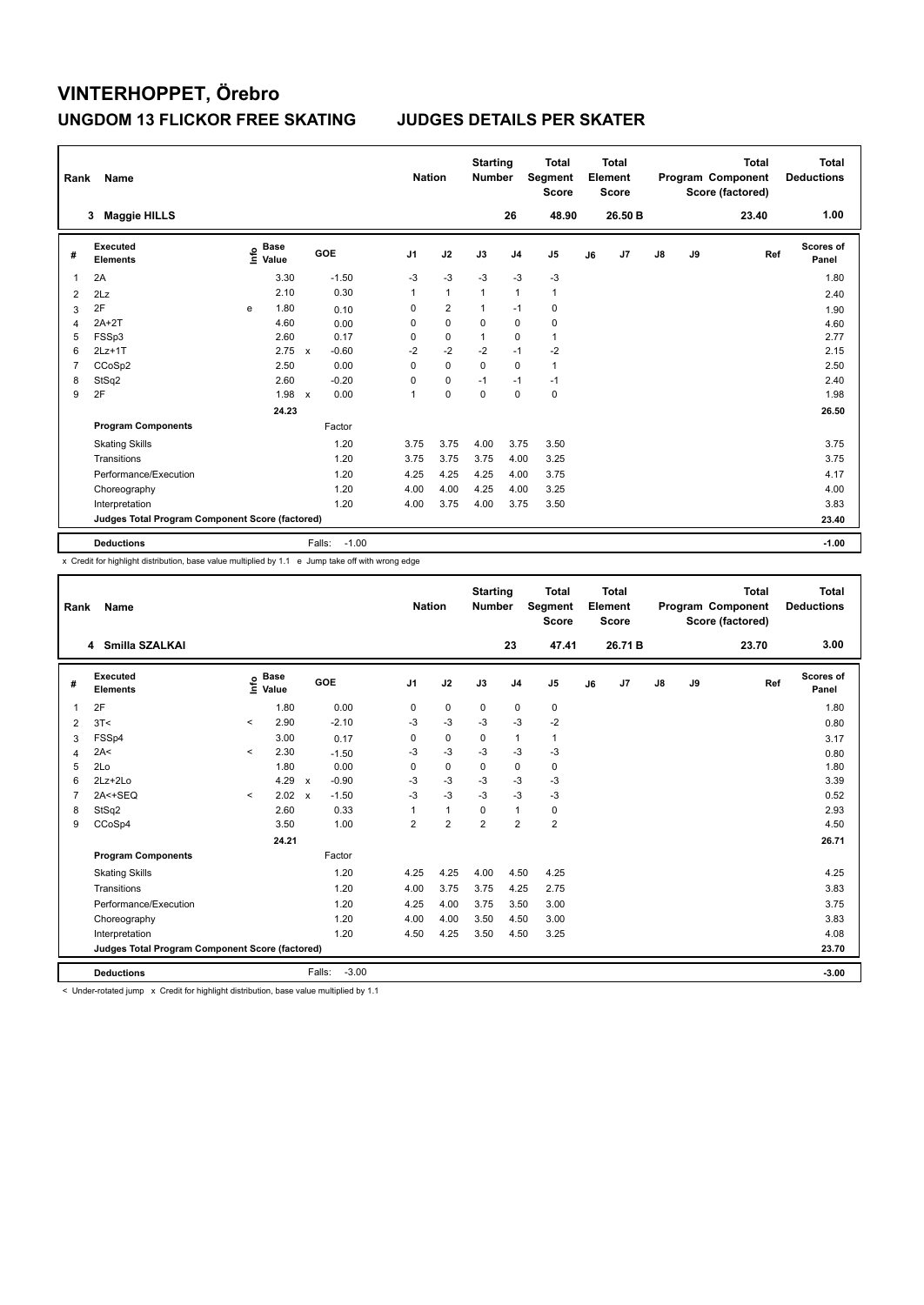# VINTERHOPPET, Örebro

## UNGDOM 13 FLICKOR FREE SKATING — JUDGES DETAILS PER SKATER

| Rank | Name | Nation | Starting Number | Total Segment Score | Total Element Score | Total Program Component Score (factored) | Total Deductions |
|---|---|---|---|---|---|---|---|
| 3 | Maggie HILLS | | 26 | 48.90 | 26.50 B | 23.40 | 1.00 |

| # | Executed Elements | Info | Base Value | | GOE | J1 | J2 | J3 | J4 | J5 | J6 | J7 | J8 | J9 | Ref | Scores of Panel |
|---|---|---|---|---|---|---|---|---|---|---|---|---|---|---|---|---|
| 1 | 2A | | 3.30 | | -1.50 | -3 | -3 | -3 | -3 | -3 | | | | | | 1.80 |
| 2 | 2Lz | | 2.10 | | 0.30 | 1 | 1 | 1 | 1 | 1 | | | | | | 2.40 |
| 3 | 2F | e | 1.80 | | 0.10 | 0 | 2 | 1 | -1 | 0 | | | | | | 1.90 |
| 4 | 2A+2T | | 4.60 | | 0.00 | 0 | 0 | 0 | 0 | 0 | | | | | | 4.60 |
| 5 | FSSp3 | | 2.60 | | 0.17 | 0 | 0 | 1 | 0 | 1 | | | | | | 2.77 |
| 6 | 2Lz+1T | | 2.75 | x | -0.60 | -2 | -2 | -2 | -1 | -2 | | | | | | 2.15 |
| 7 | CCoSp2 | | 2.50 | | 0.00 | 0 | 0 | 0 | 0 | 1 | | | | | | 2.50 |
| 8 | StSq2 | | 2.60 | | -0.20 | 0 | 0 | -1 | -1 | -1 | | | | | | 2.40 |
| 9 | 2F | | 1.98 | x | 0.00 | 1 | 0 | 0 | 0 | 0 | | | | | | 1.98 |
| | | | 24.23 | | | | | | | | | | | | | 26.50 |
| | **Program Components** | | | | Factor | | | | | | | | | | | |
| | Skating Skills | | | | 1.20 | 3.75 | 3.75 | 4.00 | 3.75 | 3.50 | | | | | | 3.75 |
| | Transitions | | | | 1.20 | 3.75 | 3.75 | 3.75 | 4.00 | 3.25 | | | | | | 3.75 |
| | Performance/Execution | | | | 1.20 | 4.25 | 4.25 | 4.25 | 4.00 | 3.75 | | | | | | 4.17 |
| | Choreography | | | | 1.20 | 4.00 | 4.00 | 4.25 | 4.00 | 3.25 | | | | | | 4.00 |
| | Interpretation | | | | 1.20 | 4.00 | 3.75 | 4.00 | 3.75 | 3.50 | | | | | | 3.83 |
| | **Judges Total Program Component Score (factored)** | | | | | | | | | | | | | | | 23.40 |
| | **Deductions** | | | | Falls: -1.00 | | | | | | | | | | | -1.00 |

x Credit for highlight distribution, base value multiplied by 1.1 e Jump take off with wrong edge

| Rank | Name | Nation | Starting Number | Total Segment Score | Total Element Score | Total Program Component Score (factored) | Total Deductions |
|---|---|---|---|---|---|---|---|
| 4 | Smilla SZALKAI | | 23 | 47.41 | 26.71 B | 23.70 | 3.00 |

| # | Executed Elements | Info | Base Value | | GOE | J1 | J2 | J3 | J4 | J5 | J6 | J7 | J8 | J9 | Ref | Scores of Panel |
|---|---|---|---|---|---|---|---|---|---|---|---|---|---|---|---|---|
| 1 | 2F | | 1.80 | | 0.00 | 0 | 0 | 0 | 0 | 0 | | | | | | 1.80 |
| 2 | 3T< | < | 2.90 | | -2.10 | -3 | -3 | -3 | -3 | -2 | | | | | | 0.80 |
| 3 | FSSp4 | | 3.00 | | 0.17 | 0 | 0 | 0 | 1 | 1 | | | | | | 3.17 |
| 4 | 2A< | < | 2.30 | | -1.50 | -3 | -3 | -3 | -3 | -3 | | | | | | 0.80 |
| 5 | 2Lo | | 1.80 | | 0.00 | 0 | 0 | 0 | 0 | 0 | | | | | | 1.80 |
| 6 | 2Lz+2Lo | | 4.29 | x | -0.90 | -3 | -3 | -3 | -3 | -3 | | | | | | 3.39 |
| 7 | 2A<+SEQ | < | 2.02 | x | -1.50 | -3 | -3 | -3 | -3 | -3 | | | | | | 0.52 |
| 8 | StSq2 | | 2.60 | | 0.33 | 1 | 1 | 0 | 1 | 0 | | | | | | 2.93 |
| 9 | CCoSp4 | | 3.50 | | 1.00 | 2 | 2 | 2 | 2 | 2 | | | | | | 4.50 |
| | | | 24.21 | | | | | | | | | | | | | 26.71 |
| | **Program Components** | | | | Factor | | | | | | | | | | | |
| | Skating Skills | | | | 1.20 | 4.25 | 4.25 | 4.00 | 4.50 | 4.25 | | | | | | 4.25 |
| | Transitions | | | | 1.20 | 4.00 | 3.75 | 3.75 | 4.25 | 2.75 | | | | | | 3.83 |
| | Performance/Execution | | | | 1.20 | 4.25 | 4.00 | 3.75 | 3.50 | 3.00 | | | | | | 3.75 |
| | Choreography | | | | 1.20 | 4.00 | 4.00 | 3.50 | 4.50 | 3.00 | | | | | | 3.83 |
| | Interpretation | | | | 1.20 | 4.50 | 4.25 | 3.50 | 4.50 | 3.25 | | | | | | 4.08 |
| | **Judges Total Program Component Score (factored)** | | | | | | | | | | | | | | | 23.70 |
| | **Deductions** | | | | Falls: -3.00 | | | | | | | | | | | -3.00 |

< Under-rotated jump x Credit for highlight distribution, base value multiplied by 1.1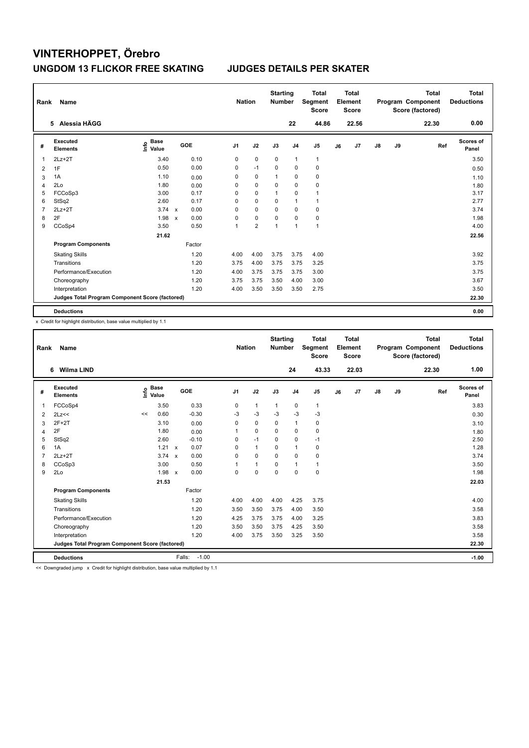# VINTERHOPPET, Örebro

## UNGDOM 13 FLICKOR FREE SKATING JUDGES DETAILS PER SKATER

| Rank | Name | Nation | Starting Number | Total Segment Score | Total Element Score | Total Program Component Score (factored) | Total Deductions |
|---|---|---|---|---|---|---|---|
| 5 | Alessia HÄGG | | 22 | 44.86 | 22.56 | 22.30 | 0.00 |

| # | Executed Elements | Info | Base Value | | GOE | J1 | J2 | J3 | J4 | J5 | J6 | J7 | J8 | J9 | Ref | Scores of Panel |
|---|---|---|---|---|---|---|---|---|---|---|---|---|---|---|---|---|
| 1 | 2Lz+2T | | 3.40 | | 0.10 | 0 | 0 | 0 | 1 | 1 | | | | | | 3.50 |
| 2 | 1F | | 0.50 | | 0.00 | 0 | -1 | 0 | 0 | 0 | | | | | | 0.50 |
| 3 | 1A | | 1.10 | | 0.00 | 0 | 0 | 1 | 0 | 0 | | | | | | 1.10 |
| 4 | 2Lo | | 1.80 | | 0.00 | 0 | 0 | 0 | 0 | 0 | | | | | | 1.80 |
| 5 | FCCoSp3 | | 3.00 | | 0.17 | 0 | 0 | 1 | 0 | 1 | | | | | | 3.17 |
| 6 | StSq2 | | 2.60 | | 0.17 | 0 | 0 | 0 | 1 | 1 | | | | | | 2.77 |
| 7 | 2Lz+2T | | 3.74 | x | 0.00 | 0 | 0 | 0 | 0 | 0 | | | | | | 3.74 |
| 8 | 2F | | 1.98 | x | 0.00 | 0 | 0 | 0 | 0 | 0 | | | | | | 1.98 |
| 9 | CCoSp4 | | 3.50 | | 0.50 | 1 | 2 | 1 | 1 | 1 | | | | | | 4.00 |
| | | | 21.62 | | | | | | | | | | | | | 22.56 |
| | **Program Components** | | | | Factor | | | | | | | | | | | |
| | Skating Skills | | | | 1.20 | 4.00 | 4.00 | 3.75 | 3.75 | 4.00 | | | | | | 3.92 |
| | Transitions | | | | 1.20 | 3.75 | 4.00 | 3.75 | 3.75 | 3.25 | | | | | | 3.75 |
| | Performance/Execution | | | | 1.20 | 4.00 | 3.75 | 3.75 | 3.75 | 3.00 | | | | | | 3.75 |
| | Choreography | | | | 1.20 | 3.75 | 3.75 | 3.50 | 4.00 | 3.00 | | | | | | 3.67 |
| | Interpretation | | | | 1.20 | 4.00 | 3.50 | 3.50 | 3.50 | 2.75 | | | | | | 3.50 |
| | **Judges Total Program Component Score (factored)** | | | | | | | | | | | | | | | 22.30 |
| | **Deductions** | | | | | | | | | | | | | | | 0.00 |

x Credit for highlight distribution, base value multiplied by 1.1

| Rank | Name | Nation | Starting Number | Total Segment Score | Total Element Score | Total Program Component Score (factored) | Total Deductions |
|---|---|---|---|---|---|---|---|
| 6 | Wilma LIND | | 24 | 43.33 | 22.03 | 22.30 | 1.00 |

| # | Executed Elements | Info | Base Value | | GOE | J1 | J2 | J3 | J4 | J5 | J6 | J7 | J8 | J9 | Ref | Scores of Panel |
|---|---|---|---|---|---|---|---|---|---|---|---|---|---|---|---|---|
| 1 | FCCoSp4 | | 3.50 | | 0.33 | 0 | 1 | 1 | 0 | 1 | | | | | | 3.83 |
| 2 | 2Lz<< | << | 0.60 | | -0.30 | -3 | -3 | -3 | -3 | -3 | | | | | | 0.30 |
| 3 | 2F+2T | | 3.10 | | 0.00 | 0 | 0 | 0 | 1 | 0 | | | | | | 3.10 |
| 4 | 2F | | 1.80 | | 0.00 | 1 | 0 | 0 | 0 | 0 | | | | | | 1.80 |
| 5 | StSq2 | | 2.60 | | -0.10 | 0 | -1 | 0 | 0 | -1 | | | | | | 2.50 |
| 6 | 1A | | 1.21 | x | 0.07 | 0 | 1 | 0 | 1 | 0 | | | | | | 1.28 |
| 7 | 2Lz+2T | | 3.74 | x | 0.00 | 0 | 0 | 0 | 0 | 0 | | | | | | 3.74 |
| 8 | CCoSp3 | | 3.00 | | 0.50 | 1 | 1 | 0 | 1 | 1 | | | | | | 3.50 |
| 9 | 2Lo | | 1.98 | x | 0.00 | 0 | 0 | 0 | 0 | 0 | | | | | | 1.98 |
| | | | 21.53 | | | | | | | | | | | | | 22.03 |
| | **Program Components** | | | | Factor | | | | | | | | | | | |
| | Skating Skills | | | | 1.20 | 4.00 | 4.00 | 4.00 | 4.25 | 3.75 | | | | | | 4.00 |
| | Transitions | | | | 1.20 | 3.50 | 3.50 | 3.75 | 4.00 | 3.50 | | | | | | 3.58 |
| | Performance/Execution | | | | 1.20 | 4.25 | 3.75 | 3.75 | 4.00 | 3.25 | | | | | | 3.83 |
| | Choreography | | | | 1.20 | 3.50 | 3.50 | 3.75 | 4.25 | 3.50 | | | | | | 3.58 |
| | Interpretation | | | | 1.20 | 4.00 | 3.75 | 3.50 | 3.25 | 3.50 | | | | | | 3.58 |
| | **Judges Total Program Component Score (factored)** | | | | | | | | | | | | | | | 22.30 |
| | **Deductions** | | | Falls: | -1.00 | | | | | | | | | | | -1.00 |

<< Downgraded jump x Credit for highlight distribution, base value multiplied by 1.1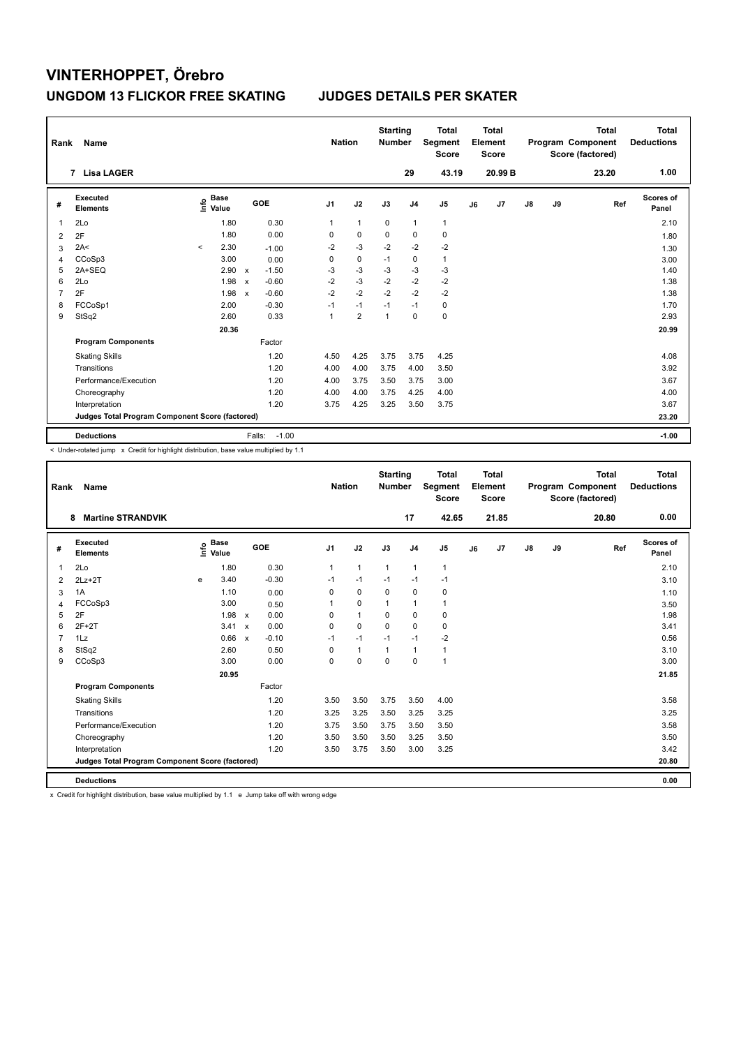# VINTERHOPPET, Örebro

## UNGDOM 13 FLICKOR FREE SKATING JUDGES DETAILS PER SKATER

| Rank | Name | Nation | Starting Number | Total Segment Score | Total Element Score | Total Program Component Score (factored) | Total Deductions |
|---|---|---|---|---|---|---|---|
| 7 | Lisa LAGER | | 29 | 43.19 | 20.99 B | 23.20 | 1.00 |

| # | Executed Elements | Info | Base Value | | GOE | J1 | J2 | J3 | J4 | J5 | J6 | J7 | J8 | J9 | Ref | Scores of Panel |
|---|---|---|---|---|---|---|---|---|---|---|---|---|---|---|---|---|
| 1 | 2Lo | | 1.80 | | 0.30 | 1 | 1 | 0 | 1 | 1 | | | | | | 2.10 |
| 2 | 2F | | 1.80 | | 0.00 | 0 | 0 | 0 | 0 | 0 | | | | | | 1.80 |
| 3 | 2A< | < | 2.30 | | -1.00 | -2 | -3 | -2 | -2 | -2 | | | | | | 1.30 |
| 4 | CCoSp3 | | 3.00 | | 0.00 | 0 | 0 | -1 | 0 | 1 | | | | | | 3.00 |
| 5 | 2A+SEQ | | 2.90 | x | -1.50 | -3 | -3 | -3 | -3 | -3 | | | | | | 1.40 |
| 6 | 2Lo | | 1.98 | x | -0.60 | -2 | -3 | -2 | -2 | -2 | | | | | | 1.38 |
| 7 | 2F | | 1.98 | x | -0.60 | -2 | -2 | -2 | -2 | -2 | | | | | | 1.38 |
| 8 | FCCoSp1 | | 2.00 | | -0.30 | -1 | -1 | -1 | -1 | 0 | | | | | | 1.70 |
| 9 | StSq2 | | 2.60 | | 0.33 | 1 | 2 | 1 | 0 | 0 | | | | | | 2.93 |
| | | | 20.36 | | | | | | | | | | | | | 20.99 |
| | **Program Components** | | | | Factor | | | | | | | | | | | |
| | Skating Skills | | | | 1.20 | 4.50 | 4.25 | 3.75 | 3.75 | 4.25 | | | | | | 4.08 |
| | Transitions | | | | 1.20 | 4.00 | 4.00 | 3.75 | 4.00 | 3.50 | | | | | | 3.92 |
| | Performance/Execution | | | | 1.20 | 4.00 | 3.75 | 3.50 | 3.75 | 3.00 | | | | | | 3.67 |
| | Choreography | | | | 1.20 | 4.00 | 4.00 | 3.75 | 4.25 | 4.00 | | | | | | 4.00 |
| | Interpretation | | | | 1.20 | 3.75 | 4.25 | 3.25 | 3.50 | 3.75 | | | | | | 3.67 |
| | **Judges Total Program Component Score (factored)** | | | | | | | | | | | | | | | 23.20 |
| | **Deductions** | | | Falls: | -1.00 | | | | | | | | | | | -1.00 |

< Under-rotated jump x Credit for highlight distribution, base value multiplied by 1.1

| Rank | Name | Nation | Starting Number | Total Segment Score | Total Element Score | Total Program Component Score (factored) | Total Deductions |
|---|---|---|---|---|---|---|---|
| 8 | Martine STRANDVIK | | 17 | 42.65 | 21.85 | 20.80 | 0.00 |

| # | Executed Elements | Info | Base Value | | GOE | J1 | J2 | J3 | J4 | J5 | J6 | J7 | J8 | J9 | Ref | Scores of Panel |
|---|---|---|---|---|---|---|---|---|---|---|---|---|---|---|---|---|
| 1 | 2Lo | | 1.80 | | 0.30 | 1 | 1 | 1 | 1 | 1 | | | | | | 2.10 |
| 2 | 2Lz+2T | e | 3.40 | | -0.30 | -1 | -1 | -1 | -1 | -1 | | | | | | 3.10 |
| 3 | 1A | | 1.10 | | 0.00 | 0 | 0 | 0 | 0 | 0 | | | | | | 1.10 |
| 4 | FCCoSp3 | | 3.00 | | 0.50 | 1 | 0 | 1 | 1 | 1 | | | | | | 3.50 |
| 5 | 2F | | 1.98 | x | 0.00 | 0 | 1 | 0 | 0 | 0 | | | | | | 1.98 |
| 6 | 2F+2T | | 3.41 | x | 0.00 | 0 | 0 | 0 | 0 | 0 | | | | | | 3.41 |
| 7 | 1Lz | | 0.66 | x | -0.10 | -1 | -1 | -1 | -1 | -2 | | | | | | 0.56 |
| 8 | StSq2 | | 2.60 | | 0.50 | 0 | 1 | 1 | 1 | 1 | | | | | | 3.10 |
| 9 | CCoSp3 | | 3.00 | | 0.00 | 0 | 0 | 0 | 0 | 1 | | | | | | 3.00 |
| | | | 20.95 | | | | | | | | | | | | | 21.85 |
| | **Program Components** | | | | Factor | | | | | | | | | | | |
| | Skating Skills | | | | 1.20 | 3.50 | 3.50 | 3.75 | 3.50 | 4.00 | | | | | | 3.58 |
| | Transitions | | | | 1.20 | 3.25 | 3.25 | 3.50 | 3.25 | 3.25 | | | | | | 3.25 |
| | Performance/Execution | | | | 1.20 | 3.75 | 3.50 | 3.75 | 3.50 | 3.50 | | | | | | 3.58 |
| | Choreography | | | | 1.20 | 3.50 | 3.50 | 3.50 | 3.25 | 3.50 | | | | | | 3.50 |
| | Interpretation | | | | 1.20 | 3.50 | 3.75 | 3.50 | 3.00 | 3.25 | | | | | | 3.42 |
| | **Judges Total Program Component Score (factored)** | | | | | | | | | | | | | | | 20.80 |
| | **Deductions** | | | | | | | | | | | | | | | 0.00 |

x Credit for highlight distribution, base value multiplied by 1.1 e Jump take off with wrong edge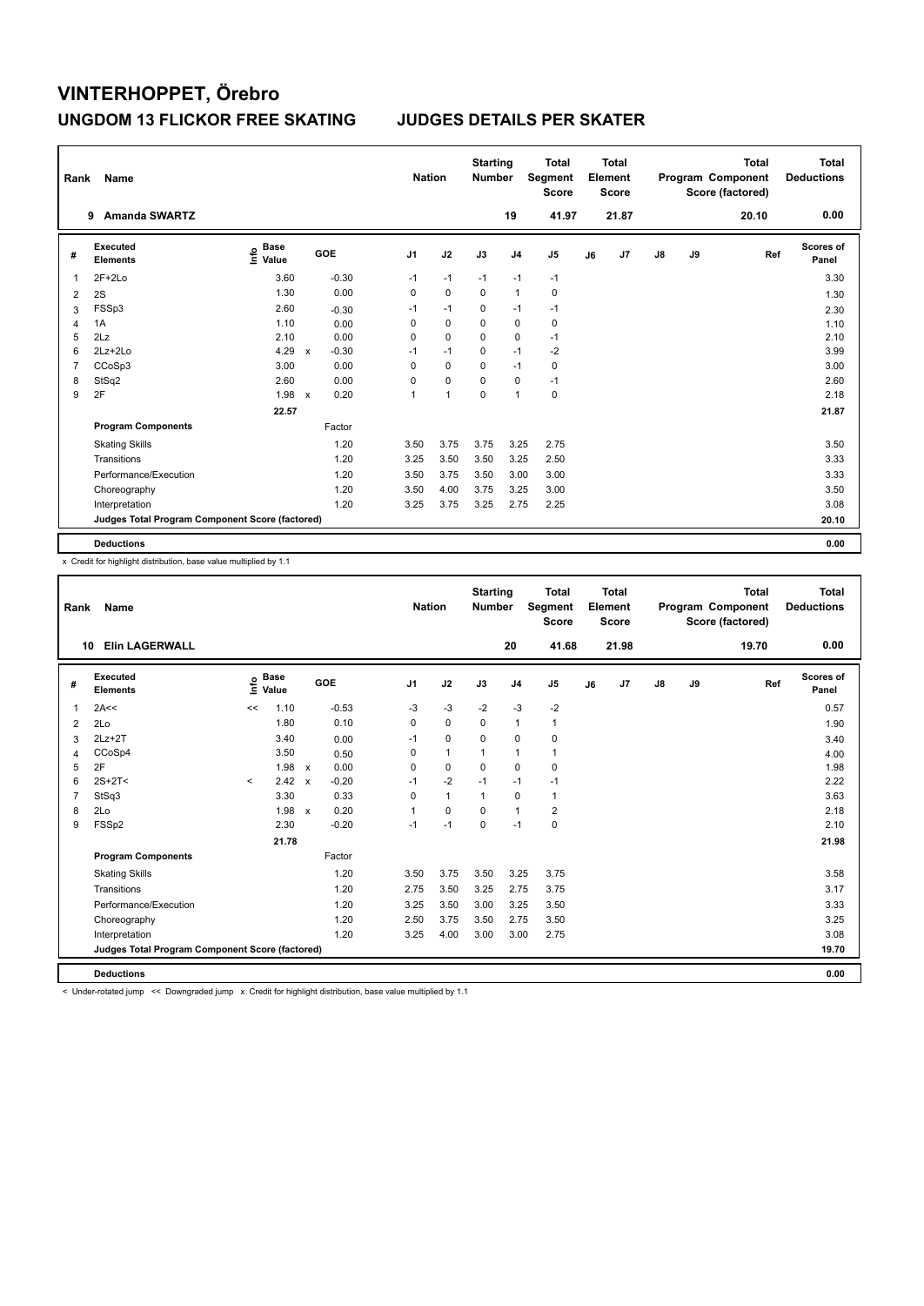# VINTERHOPPET, Örebro

## UNGDOM 13 FLICKOR FREE SKATING — JUDGES DETAILS PER SKATER

| Rank | Name | Nation | Starting Number | Total Segment Score | Total Element Score | Total Program Component Score (factored) | Total Deductions |
|---|---|---|---|---|---|---|---|
| 9 | Amanda SWARTZ | | 19 | 41.97 | 21.87 | 20.10 | 0.00 |

| # | Executed Elements | Info | Base Value | | GOE | J1 | J2 | J3 | J4 | J5 | J6 | J7 | J8 | J9 | Ref | Scores of Panel |
|---|---|---|---|---|---|---|---|---|---|---|---|---|---|---|---|---|
| 1 | 2F+2Lo | | 3.60 | | -0.30 | -1 | -1 | -1 | -1 | -1 | | | | | | 3.30 |
| 2 | 2S | | 1.30 | | 0.00 | 0 | 0 | 0 | 1 | 0 | | | | | | 1.30 |
| 3 | FSSp3 | | 2.60 | | -0.30 | -1 | -1 | 0 | -1 | -1 | | | | | | 2.30 |
| 4 | 1A | | 1.10 | | 0.00 | 0 | 0 | 0 | 0 | 0 | | | | | | 1.10 |
| 5 | 2Lz | | 2.10 | | 0.00 | 0 | 0 | 0 | 0 | -1 | | | | | | 2.10 |
| 6 | 2Lz+2Lo | | 4.29 | x | -0.30 | -1 | -1 | 0 | -1 | -2 | | | | | | 3.99 |
| 7 | CCoSp3 | | 3.00 | | 0.00 | 0 | 0 | 0 | -1 | 0 | | | | | | 3.00 |
| 8 | StSq2 | | 2.60 | | 0.00 | 0 | 0 | 0 | 0 | -1 | | | | | | 2.60 |
| 9 | 2F | | 1.98 | x | 0.20 | 1 | 1 | 0 | 1 | 0 | | | | | | 2.18 |
| | | | 22.57 | | | | | | | | | | | | | 21.87 |
| | **Program Components** | | | | Factor | | | | | | | | | | | |
| | Skating Skills | | | | 1.20 | 3.50 | 3.75 | 3.75 | 3.25 | 2.75 | | | | | | 3.50 |
| | Transitions | | | | 1.20 | 3.25 | 3.50 | 3.50 | 3.25 | 2.50 | | | | | | 3.33 |
| | Performance/Execution | | | | 1.20 | 3.50 | 3.75 | 3.50 | 3.00 | 3.00 | | | | | | 3.33 |
| | Choreography | | | | 1.20 | 3.50 | 4.00 | 3.75 | 3.25 | 3.00 | | | | | | 3.50 |
| | Interpretation | | | | 1.20 | 3.25 | 3.75 | 3.25 | 2.75 | 2.25 | | | | | | 3.08 |
| | **Judges Total Program Component Score (factored)** | | | | | | | | | | | | | | | 20.10 |
| | **Deductions** | | | | | | | | | | | | | | | 0.00 |

x Credit for highlight distribution, base value multiplied by 1.1

| Rank | Name | Nation | Starting Number | Total Segment Score | Total Element Score | Total Program Component Score (factored) | Total Deductions |
|---|---|---|---|---|---|---|---|
| 10 | Elin LAGERWALL | | 20 | 41.68 | 21.98 | 19.70 | 0.00 |

| # | Executed Elements | Info | Base Value | | GOE | J1 | J2 | J3 | J4 | J5 | J6 | J7 | J8 | J9 | Ref | Scores of Panel |
|---|---|---|---|---|---|---|---|---|---|---|---|---|---|---|---|---|
| 1 | 2A<< | << | 1.10 | | -0.53 | -3 | -3 | -2 | -3 | -2 | | | | | | 0.57 |
| 2 | 2Lo | | 1.80 | | 0.10 | 0 | 0 | 0 | 1 | 1 | | | | | | 1.90 |
| 3 | 2Lz+2T | | 3.40 | | 0.00 | -1 | 0 | 0 | 0 | 0 | | | | | | 3.40 |
| 4 | CCoSp4 | | 3.50 | | 0.50 | 0 | 1 | 1 | 1 | 1 | | | | | | 4.00 |
| 5 | 2F | | 1.98 | x | 0.00 | 0 | 0 | 0 | 0 | 0 | | | | | | 1.98 |
| 6 | 2S+2T< | < | 2.42 | x | -0.20 | -1 | -2 | -1 | -1 | -1 | | | | | | 2.22 |
| 7 | StSq3 | | 3.30 | | 0.33 | 0 | 1 | 1 | 0 | 1 | | | | | | 3.63 |
| 8 | 2Lo | | 1.98 | x | 0.20 | 1 | 0 | 0 | 1 | 2 | | | | | | 2.18 |
| 9 | FSSp2 | | 2.30 | | -0.20 | -1 | -1 | 0 | -1 | 0 | | | | | | 2.10 |
| | | | 21.78 | | | | | | | | | | | | | 21.98 |
| | **Program Components** | | | | Factor | | | | | | | | | | | |
| | Skating Skills | | | | 1.20 | 3.50 | 3.75 | 3.50 | 3.25 | 3.75 | | | | | | 3.58 |
| | Transitions | | | | 1.20 | 2.75 | 3.50 | 3.25 | 2.75 | 3.75 | | | | | | 3.17 |
| | Performance/Execution | | | | 1.20 | 3.25 | 3.50 | 3.00 | 3.25 | 3.50 | | | | | | 3.33 |
| | Choreography | | | | 1.20 | 2.50 | 3.75 | 3.50 | 2.75 | 3.50 | | | | | | 3.25 |
| | Interpretation | | | | 1.20 | 3.25 | 4.00 | 3.00 | 3.00 | 2.75 | | | | | | 3.08 |
| | **Judges Total Program Component Score (factored)** | | | | | | | | | | | | | | | 19.70 |
| | **Deductions** | | | | | | | | | | | | | | | 0.00 |

< Under-rotated jump << Downgraded jump x Credit for highlight distribution, base value multiplied by 1.1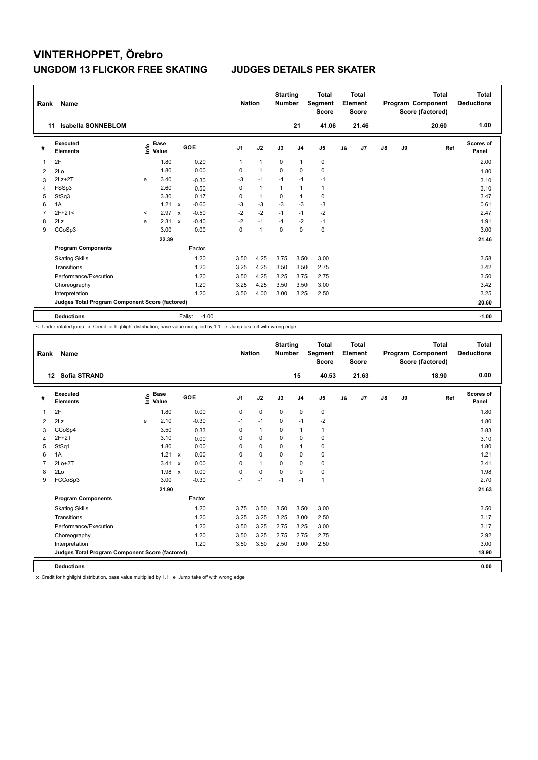# VINTERHOPPET, Örebro

## UNGDOM 13 FLICKOR FREE SKATING    JUDGES DETAILS PER SKATER

| Rank | Name | Nation | Starting Number | Total Segment Score | Total Element Score | Total Program Component Score (factored) | Total Deductions |
|---|---|---|---|---|---|---|---|
| 11 | Isabella SONNEBLOM | | 21 | 41.06 | 21.46 | 20.60 | 1.00 |

| # | Executed Elements | Info | Base Value | | GOE | J1 | J2 | J3 | J4 | J5 | J6 | J7 | J8 | J9 | Ref | Scores of Panel |
|---|---|---|---|---|---|---|---|---|---|---|---|---|---|---|---|---|
| 1 | 2F | | 1.80 | | 0.20 | 1 | 1 | 0 | 1 | 0 | | | | | | 2.00 |
| 2 | 2Lo | | 1.80 | | 0.00 | 0 | 1 | 0 | 0 | 0 | | | | | | 1.80 |
| 3 | 2Lz+2T | e | 3.40 | | -0.30 | -3 | -1 | -1 | -1 | -1 | | | | | | 3.10 |
| 4 | FSSp3 | | 2.60 | | 0.50 | 0 | 1 | 1 | 1 | 1 | | | | | | 3.10 |
| 5 | StSq3 | | 3.30 | | 0.17 | 0 | 1 | 0 | 1 | 0 | | | | | | 3.47 |
| 6 | 1A | | 1.21 | x | -0.60 | -3 | -3 | -3 | -3 | -3 | | | | | | 0.61 |
| 7 | 2F+2T< | < | 2.97 | x | -0.50 | -2 | -2 | -1 | -1 | -2 | | | | | | 2.47 |
| 8 | 2Lz | e | 2.31 | x | -0.40 | -2 | -1 | -1 | -2 | -1 | | | | | | 1.91 |
| 9 | CCoSp3 | | 3.00 | | 0.00 | 0 | 1 | 0 | 0 | 0 | | | | | | 3.00 |
| | | | 22.39 | | | | | | | | | | | | | 21.46 |
| | **Program Components** | | | | Factor | | | | | | | | | | | |
| | Skating Skills | | | | 1.20 | 3.50 | 4.25 | 3.75 | 3.50 | 3.00 | | | | | | 3.58 |
| | Transitions | | | | 1.20 | 3.25 | 4.25 | 3.50 | 3.50 | 2.75 | | | | | | 3.42 |
| | Performance/Execution | | | | 1.20 | 3.50 | 4.25 | 3.25 | 3.75 | 2.75 | | | | | | 3.50 |
| | Choreography | | | | 1.20 | 3.25 | 4.25 | 3.50 | 3.50 | 3.00 | | | | | | 3.42 |
| | Interpretation | | | | 1.20 | 3.50 | 4.00 | 3.00 | 3.25 | 2.50 | | | | | | 3.25 |
| | **Judges Total Program Component Score (factored)** | | | | | | | | | | | | | | | 20.60 |
| | **Deductions** | | | Falls: | -1.00 | | | | | | | | | | | -1.00 |

< Under-rotated jump x Credit for highlight distribution, base value multiplied by 1.1 e Jump take off with wrong edge

| Rank | Name | Nation | Starting Number | Total Segment Score | Total Element Score | Total Program Component Score (factored) | Total Deductions |
|---|---|---|---|---|---|---|---|
| 12 | Sofia STRAND | | 15 | 40.53 | 21.63 | 18.90 | 0.00 |

| # | Executed Elements | Info | Base Value | | GOE | J1 | J2 | J3 | J4 | J5 | J6 | J7 | J8 | J9 | Ref | Scores of Panel |
|---|---|---|---|---|---|---|---|---|---|---|---|---|---|---|---|---|
| 1 | 2F | | 1.80 | | 0.00 | 0 | 0 | 0 | 0 | 0 | | | | | | 1.80 |
| 2 | 2Lz | e | 2.10 | | -0.30 | -1 | -1 | 0 | -1 | -2 | | | | | | 1.80 |
| 3 | CCoSp4 | | 3.50 | | 0.33 | 0 | 1 | 0 | 1 | 1 | | | | | | 3.83 |
| 4 | 2F+2T | | 3.10 | | 0.00 | 0 | 0 | 0 | 0 | 0 | | | | | | 3.10 |
| 5 | StSq1 | | 1.80 | | 0.00 | 0 | 0 | 0 | 1 | 0 | | | | | | 1.80 |
| 6 | 1A | | 1.21 | x | 0.00 | 0 | 0 | 0 | 0 | 0 | | | | | | 1.21 |
| 7 | 2Lo+2T | | 3.41 | x | 0.00 | 0 | 1 | 0 | 0 | 0 | | | | | | 3.41 |
| 8 | 2Lo | | 1.98 | x | 0.00 | 0 | 0 | 0 | 0 | 0 | | | | | | 1.98 |
| 9 | FCCoSp3 | | 3.00 | | -0.30 | -1 | -1 | -1 | -1 | 1 | | | | | | 2.70 |
| | | | 21.90 | | | | | | | | | | | | | 21.63 |
| | **Program Components** | | | | Factor | | | | | | | | | | | |
| | Skating Skills | | | | 1.20 | 3.75 | 3.50 | 3.50 | 3.50 | 3.00 | | | | | | 3.50 |
| | Transitions | | | | 1.20 | 3.25 | 3.25 | 3.25 | 3.00 | 2.50 | | | | | | 3.17 |
| | Performance/Execution | | | | 1.20 | 3.50 | 3.25 | 2.75 | 3.25 | 3.00 | | | | | | 3.17 |
| | Choreography | | | | 1.20 | 3.50 | 3.25 | 2.75 | 2.75 | 2.75 | | | | | | 2.92 |
| | Interpretation | | | | 1.20 | 3.50 | 3.50 | 2.50 | 3.00 | 2.50 | | | | | | 3.00 |
| | **Judges Total Program Component Score (factored)** | | | | | | | | | | | | | | | 18.90 |
| | **Deductions** | | | | | | | | | | | | | | | 0.00 |

x Credit for highlight distribution, base value multiplied by 1.1 e Jump take off with wrong edge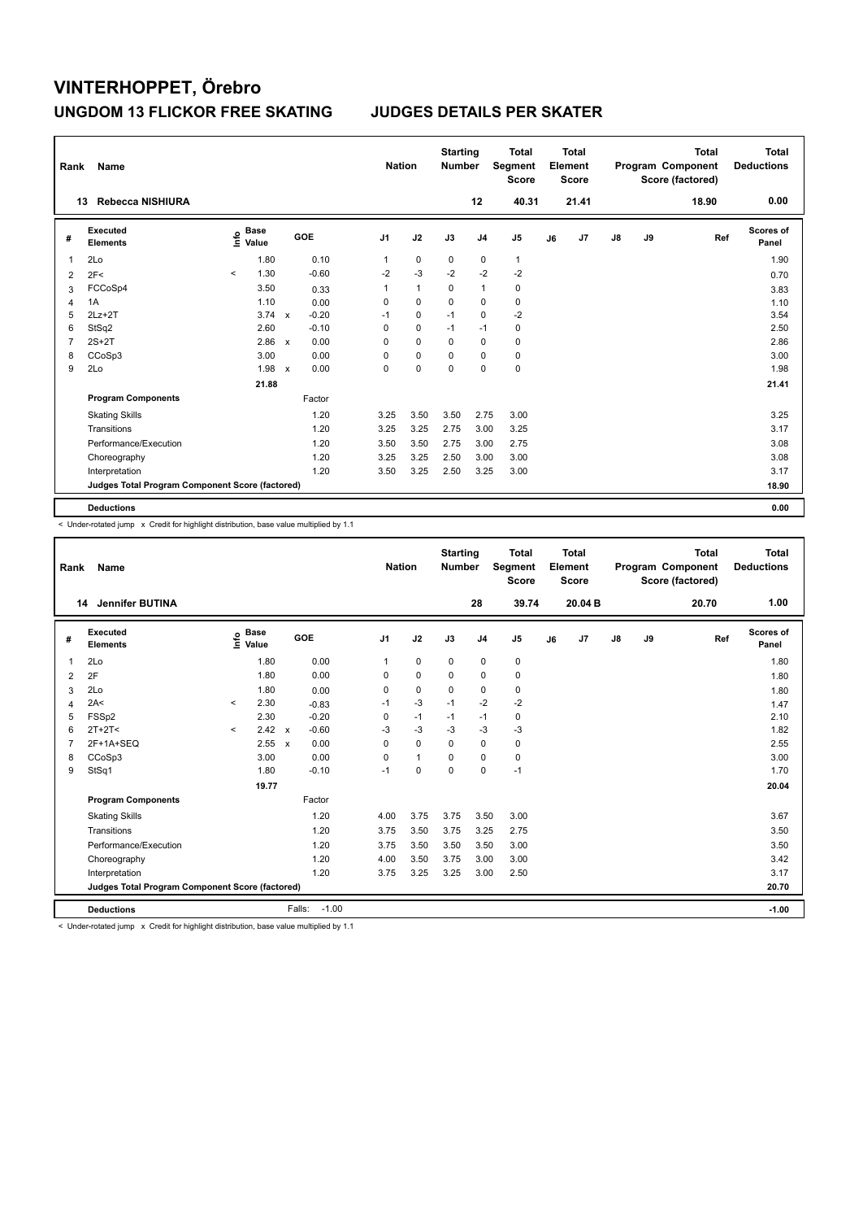# VINTERHOPPET, Örebro

## UNGDOM 13 FLICKOR FREE SKATING    JUDGES DETAILS PER SKATER

| Rank | Name | Nation | Starting Number | Total Segment Score | Total Element Score | Total Program Component Score (factored) | Total Deductions |
|---|---|---|---|---|---|---|---|
| 13 | Rebecca NISHIURA | | 12 | 40.31 | 21.41 | 18.90 | 0.00 |

| # | Executed Elements | Info | Base Value | | GOE | J1 | J2 | J3 | J4 | J5 | J6 | J7 | J8 | J9 | Ref | Scores of Panel |
|---|---|---|---|---|---|---|---|---|---|---|---|---|---|---|---|---|
| 1 | 2Lo | | 1.80 | | 0.10 | 1 | 0 | 0 | 0 | 1 | | | | | | 1.90 |
| 2 | 2F< | < | 1.30 | | -0.60 | -2 | -3 | -2 | -2 | -2 | | | | | | 0.70 |
| 3 | FCCoSp4 | | 3.50 | | 0.33 | 1 | 1 | 0 | 1 | 0 | | | | | | 3.83 |
| 4 | 1A | | 1.10 | | 0.00 | 0 | 0 | 0 | 0 | 0 | | | | | | 1.10 |
| 5 | 2Lz+2T | | 3.74 | x | -0.20 | -1 | 0 | -1 | 0 | -2 | | | | | | 3.54 |
| 6 | StSq2 | | 2.60 | | -0.10 | 0 | 0 | -1 | -1 | 0 | | | | | | 2.50 |
| 7 | 2S+2T | | 2.86 | x | 0.00 | 0 | 0 | 0 | 0 | 0 | | | | | | 2.86 |
| 8 | CCoSp3 | | 3.00 | | 0.00 | 0 | 0 | 0 | 0 | 0 | | | | | | 3.00 |
| 9 | 2Lo | | 1.98 | x | 0.00 | 0 | 0 | 0 | 0 | 0 | | | | | | 1.98 |
| | | | 21.88 | | | | | | | | | | | | | 21.41 |
| | **Program Components** | | | | Factor | | | | | | | | | | | |
| | Skating Skills | | | | 1.20 | 3.25 | 3.50 | 3.50 | 2.75 | 3.00 | | | | | | 3.25 |
| | Transitions | | | | 1.20 | 3.25 | 3.25 | 2.75 | 3.00 | 3.25 | | | | | | 3.17 |
| | Performance/Execution | | | | 1.20 | 3.50 | 3.50 | 2.75 | 3.00 | 2.75 | | | | | | 3.08 |
| | Choreography | | | | 1.20 | 3.25 | 3.25 | 2.50 | 3.00 | 3.00 | | | | | | 3.08 |
| | Interpretation | | | | 1.20 | 3.50 | 3.25 | 2.50 | 3.25 | 3.00 | | | | | | 3.17 |
| | **Judges Total Program Component Score (factored)** | | | | | | | | | | | | | | | 18.90 |
| | **Deductions** | | | | | | | | | | | | | | | 0.00 |

< Under-rotated jump x Credit for highlight distribution, base value multiplied by 1.1

| Rank | Name | Nation | Starting Number | Total Segment Score | Total Element Score | Total Program Component Score (factored) | Total Deductions |
|---|---|---|---|---|---|---|---|
| 14 | Jennifer BUTINA | | 28 | 39.74 | 20.04 B | 20.70 | 1.00 |

| # | Executed Elements | Info | Base Value | | GOE | J1 | J2 | J3 | J4 | J5 | J6 | J7 | J8 | J9 | Ref | Scores of Panel |
|---|---|---|---|---|---|---|---|---|---|---|---|---|---|---|---|---|
| 1 | 2Lo | | 1.80 | | 0.00 | 1 | 0 | 0 | 0 | 0 | | | | | | 1.80 |
| 2 | 2F | | 1.80 | | 0.00 | 0 | 0 | 0 | 0 | 0 | | | | | | 1.80 |
| 3 | 2Lo | | 1.80 | | 0.00 | 0 | 0 | 0 | 0 | 0 | | | | | | 1.80 |
| 4 | 2A< | < | 2.30 | | -0.83 | -1 | -3 | -1 | -2 | -2 | | | | | | 1.47 |
| 5 | FSSp2 | | 2.30 | | -0.20 | 0 | -1 | -1 | -1 | 0 | | | | | | 2.10 |
| 6 | 2T+2T< | < | 2.42 | x | -0.60 | -3 | -3 | -3 | -3 | -3 | | | | | | 1.82 |
| 7 | 2F+1A+SEQ | | 2.55 | x | 0.00 | 0 | 0 | 0 | 0 | 0 | | | | | | 2.55 |
| 8 | CCoSp3 | | 3.00 | | 0.00 | 0 | 1 | 0 | 0 | 0 | | | | | | 3.00 |
| 9 | StSq1 | | 1.80 | | -0.10 | -1 | 0 | 0 | 0 | -1 | | | | | | 1.70 |
| | | | 19.77 | | | | | | | | | | | | | 20.04 |
| | **Program Components** | | | | Factor | | | | | | | | | | | |
| | Skating Skills | | | | 1.20 | 4.00 | 3.75 | 3.75 | 3.50 | 3.00 | | | | | | 3.67 |
| | Transitions | | | | 1.20 | 3.75 | 3.50 | 3.75 | 3.25 | 2.75 | | | | | | 3.50 |
| | Performance/Execution | | | | 1.20 | 3.75 | 3.50 | 3.50 | 3.50 | 3.00 | | | | | | 3.50 |
| | Choreography | | | | 1.20 | 4.00 | 3.50 | 3.75 | 3.00 | 3.00 | | | | | | 3.42 |
| | Interpretation | | | | 1.20 | 3.75 | 3.25 | 3.25 | 3.00 | 2.50 | | | | | | 3.17 |
| | **Judges Total Program Component Score (factored)** | | | | | | | | | | | | | | | 20.70 |
| | **Deductions** | | | Falls: | -1.00 | | | | | | | | | | | -1.00 |

< Under-rotated jump x Credit for highlight distribution, base value multiplied by 1.1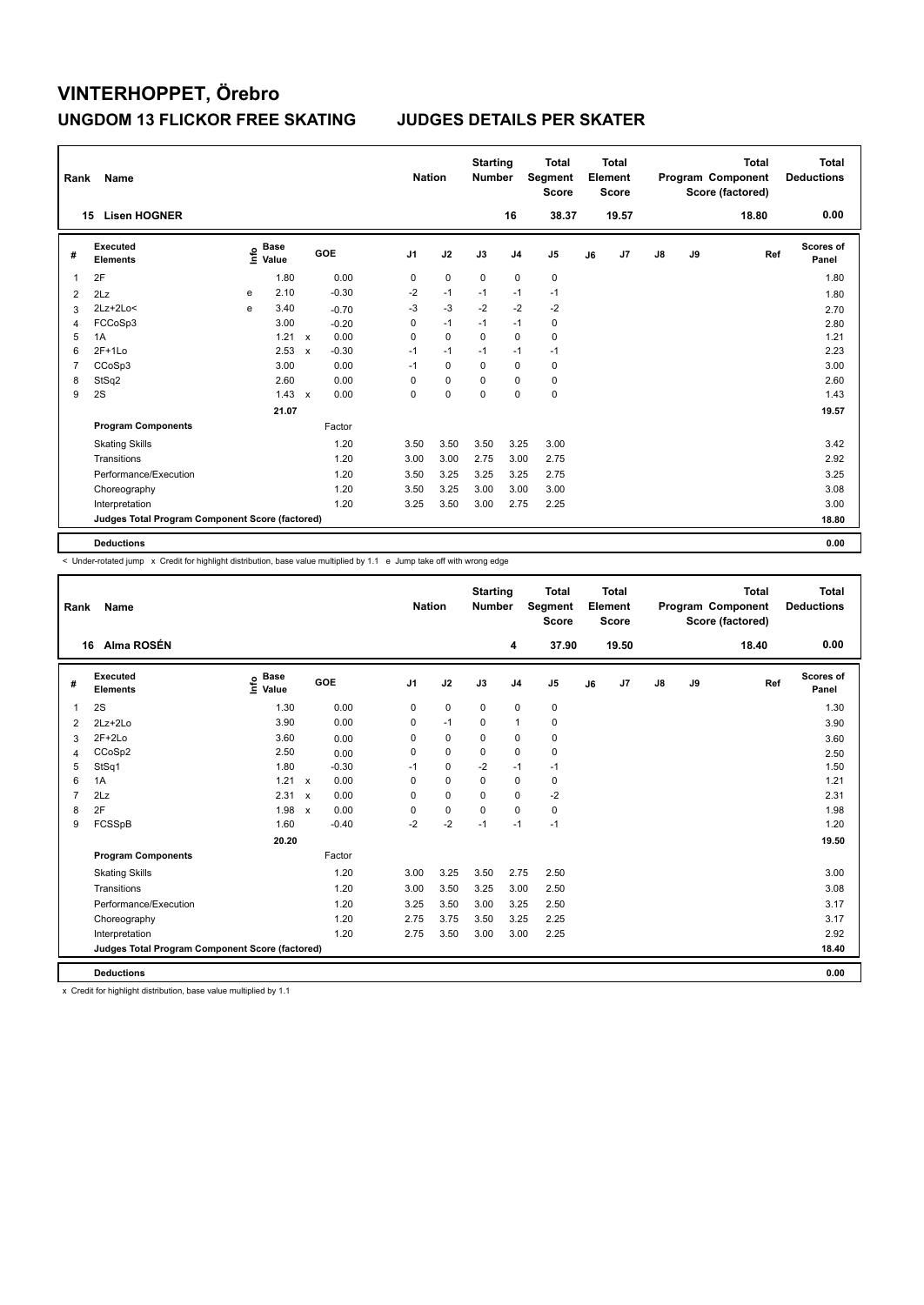# VINTERHOPPET, Örebro

## UNGDOM 13 FLICKOR FREE SKATING JUDGES DETAILS PER SKATER

| Rank | Name | Nation | Starting Number | Total Segment Score | Total Element Score | Total Program Component Score (factored) | Total Deductions |
|---|---|---|---|---|---|---|---|
| 15 | Lisen HOGNER | | 16 | 38.37 | 19.57 | 18.80 | 0.00 |

| # | Executed Elements | Info | Base Value | | GOE | J1 | J2 | J3 | J4 | J5 | J6 | J7 | J8 | J9 | Ref | Scores of Panel |
|---|---|---|---|---|---|---|---|---|---|---|---|---|---|---|---|---|
| 1 | 2F | | 1.80 | | 0.00 | 0 | 0 | 0 | 0 | 0 | | | | | | 1.80 |
| 2 | 2Lz | e | 2.10 | | -0.30 | -2 | -1 | -1 | -1 | -1 | | | | | | 1.80 |
| 3 | 2Lz+2Lo< | e | 3.40 | | -0.70 | -3 | -3 | -2 | -2 | -2 | | | | | | 2.70 |
| 4 | FCCoSp3 | | 3.00 | | -0.20 | 0 | -1 | -1 | -1 | 0 | | | | | | 2.80 |
| 5 | 1A | | 1.21 | x | 0.00 | 0 | 0 | 0 | 0 | 0 | | | | | | 1.21 |
| 6 | 2F+1Lo | | 2.53 | x | -0.30 | -1 | -1 | -1 | -1 | -1 | | | | | | 2.23 |
| 7 | CCoSp3 | | 3.00 | | 0.00 | -1 | 0 | 0 | 0 | 0 | | | | | | 3.00 |
| 8 | StSq2 | | 2.60 | | 0.00 | 0 | 0 | 0 | 0 | 0 | | | | | | 2.60 |
| 9 | 2S | | 1.43 | x | 0.00 | 0 | 0 | 0 | 0 | 0 | | | | | | 1.43 |
| | | | 21.07 | | | | | | | | | | | | | 19.57 |
| | **Program Components** | | | | Factor | | | | | | | | | | | |
| | Skating Skills | | | | 1.20 | 3.50 | 3.50 | 3.50 | 3.25 | 3.00 | | | | | | 3.42 |
| | Transitions | | | | 1.20 | 3.00 | 3.00 | 2.75 | 3.00 | 2.75 | | | | | | 2.92 |
| | Performance/Execution | | | | 1.20 | 3.50 | 3.25 | 3.25 | 3.25 | 2.75 | | | | | | 3.25 |
| | Choreography | | | | 1.20 | 3.50 | 3.25 | 3.00 | 3.00 | 3.00 | | | | | | 3.08 |
| | Interpretation | | | | 1.20 | 3.25 | 3.50 | 3.00 | 2.75 | 2.25 | | | | | | 3.00 |
| | **Judges Total Program Component Score (factored)** | | | | | | | | | | | | | | | **18.80** |
| | **Deductions** | | | | | | | | | | | | | | | **0.00** |

< Under-rotated jump x Credit for highlight distribution, base value multiplied by 1.1 e Jump take off with wrong edge

| Rank | Name | Nation | Starting Number | Total Segment Score | Total Element Score | Total Program Component Score (factored) | Total Deductions |
|---|---|---|---|---|---|---|---|
| 16 | Alma ROSÉN | | 4 | 37.90 | 19.50 | 18.40 | 0.00 |

| # | Executed Elements | Info | Base Value | | GOE | J1 | J2 | J3 | J4 | J5 | J6 | J7 | J8 | J9 | Ref | Scores of Panel |
|---|---|---|---|---|---|---|---|---|---|---|---|---|---|---|---|---|
| 1 | 2S | | 1.30 | | 0.00 | 0 | 0 | 0 | 0 | 0 | | | | | | 1.30 |
| 2 | 2Lz+2Lo | | 3.90 | | 0.00 | 0 | -1 | 0 | 1 | 0 | | | | | | 3.90 |
| 3 | 2F+2Lo | | 3.60 | | 0.00 | 0 | 0 | 0 | 0 | 0 | | | | | | 3.60 |
| 4 | CCoSp2 | | 2.50 | | 0.00 | 0 | 0 | 0 | 0 | 0 | | | | | | 2.50 |
| 5 | StSq1 | | 1.80 | | -0.30 | -1 | 0 | -2 | -1 | -1 | | | | | | 1.50 |
| 6 | 1A | | 1.21 | x | 0.00 | 0 | 0 | 0 | 0 | 0 | | | | | | 1.21 |
| 7 | 2Lz | | 2.31 | x | 0.00 | 0 | 0 | 0 | 0 | -2 | | | | | | 2.31 |
| 8 | 2F | | 1.98 | x | 0.00 | 0 | 0 | 0 | 0 | 0 | | | | | | 1.98 |
| 9 | FCSSpB | | 1.60 | | -0.40 | -2 | -2 | -1 | -1 | -1 | | | | | | 1.20 |
| | | | 20.20 | | | | | | | | | | | | | 19.50 |
| | **Program Components** | | | | Factor | | | | | | | | | | | |
| | Skating Skills | | | | 1.20 | 3.00 | 3.25 | 3.50 | 2.75 | 2.50 | | | | | | 3.00 |
| | Transitions | | | | 1.20 | 3.00 | 3.50 | 3.25 | 3.00 | 2.50 | | | | | | 3.08 |
| | Performance/Execution | | | | 1.20 | 3.25 | 3.50 | 3.00 | 3.25 | 2.50 | | | | | | 3.17 |
| | Choreography | | | | 1.20 | 2.75 | 3.75 | 3.50 | 3.25 | 2.25 | | | | | | 3.17 |
| | Interpretation | | | | 1.20 | 2.75 | 3.50 | 3.00 | 3.00 | 2.25 | | | | | | 2.92 |
| | **Judges Total Program Component Score (factored)** | | | | | | | | | | | | | | | **18.40** |
| | **Deductions** | | | | | | | | | | | | | | | **0.00** |

x Credit for highlight distribution, base value multiplied by 1.1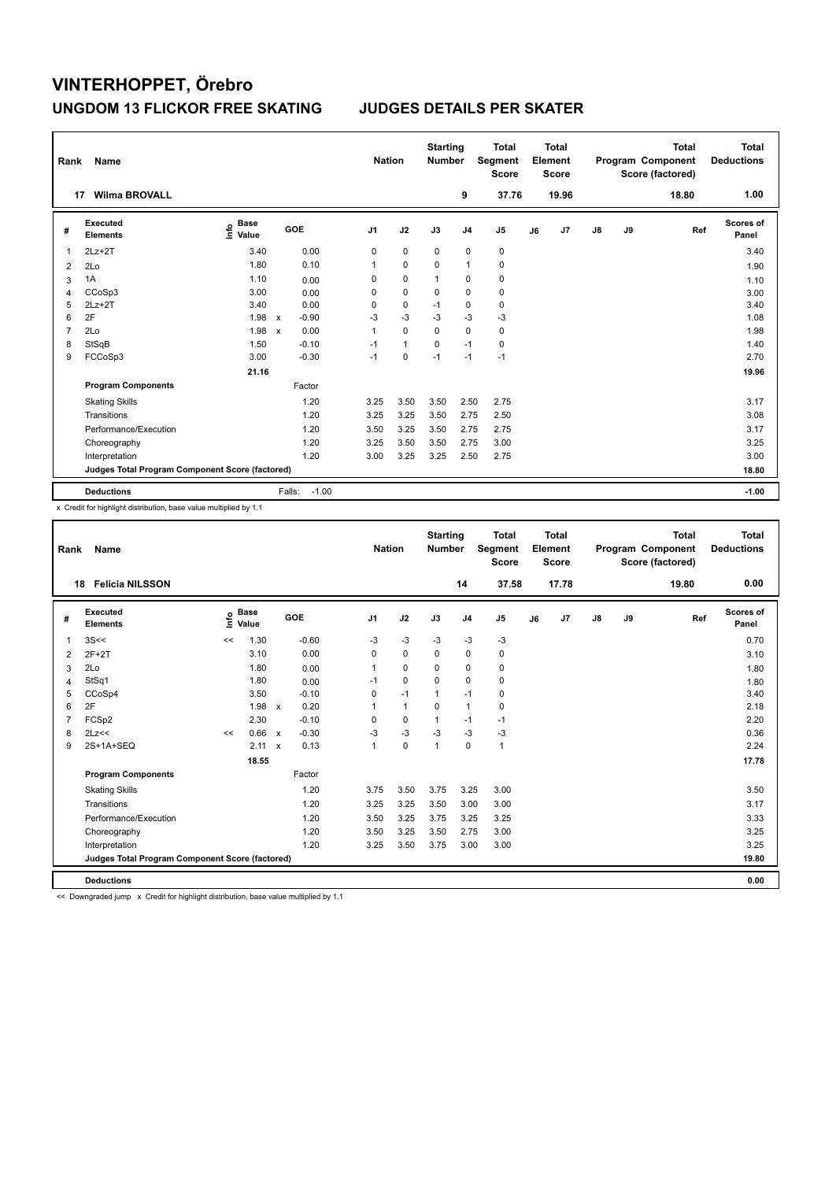# VINTERHOPPET, Örebro

## UNGDOM 13 FLICKOR FREE SKATING — JUDGES DETAILS PER SKATER

| Rank | Name | Nation | Starting Number | Total Segment Score | Total Element Score | Total Program Component Score (factored) | Total Deductions |
|---|---|---|---|---|---|---|---|
| 17 | Wilma BROVALL | | 9 | 37.76 | 19.96 | 18.80 | 1.00 |

| # | Executed Elements | Info | Base Value | | GOE | J1 | J2 | J3 | J4 | J5 | J6 | J7 | J8 | J9 | Ref | Scores of Panel |
|---|---|---|---|---|---|---|---|---|---|---|---|---|---|---|---|---|
| 1 | 2Lz+2T | | 3.40 | | 0.00 | 0 | 0 | 0 | 0 | 0 | | | | | | 3.40 |
| 2 | 2Lo | | 1.80 | | 0.10 | 1 | 0 | 0 | 1 | 0 | | | | | | 1.90 |
| 3 | 1A | | 1.10 | | 0.00 | 0 | 0 | 1 | 0 | 0 | | | | | | 1.10 |
| 4 | CCoSp3 | | 3.00 | | 0.00 | 0 | 0 | 0 | 0 | 0 | | | | | | 3.00 |
| 5 | 2Lz+2T | | 3.40 | | 0.00 | 0 | 0 | -1 | 0 | 0 | | | | | | 3.40 |
| 6 | 2F | | 1.98 | x | -0.90 | -3 | -3 | -3 | -3 | -3 | | | | | | 1.08 |
| 7 | 2Lo | | 1.98 | x | 0.00 | 1 | 0 | 0 | 0 | 0 | | | | | | 1.98 |
| 8 | StSqB | | 1.50 | | -0.10 | -1 | 1 | 0 | -1 | 0 | | | | | | 1.40 |
| 9 | FCCoSp3 | | 3.00 | | -0.30 | -1 | 0 | -1 | -1 | -1 | | | | | | 2.70 |
| | | | 21.16 | | | | | | | | | | | | | 19.96 |
| | **Program Components** | | | | Factor | | | | | | | | | | | |
| | Skating Skills | | | | 1.20 | 3.25 | 3.50 | 3.50 | 2.50 | 2.75 | | | | | | 3.17 |
| | Transitions | | | | 1.20 | 3.25 | 3.25 | 3.50 | 2.75 | 2.50 | | | | | | 3.08 |
| | Performance/Execution | | | | 1.20 | 3.50 | 3.25 | 3.50 | 2.75 | 2.75 | | | | | | 3.17 |
| | Choreography | | | | 1.20 | 3.25 | 3.50 | 3.50 | 2.75 | 3.00 | | | | | | 3.25 |
| | Interpretation | | | | 1.20 | 3.00 | 3.25 | 3.25 | 2.50 | 2.75 | | | | | | 3.00 |
| | **Judges Total Program Component Score (factored)** | | | | | | | | | | | | | | | 18.80 |
| | **Deductions** | | | | Falls: -1.00 | | | | | | | | | | | -1.00 |

x Credit for highlight distribution, base value multiplied by 1.1

| Rank | Name | Nation | Starting Number | Total Segment Score | Total Element Score | Total Program Component Score (factored) | Total Deductions |
|---|---|---|---|---|---|---|---|
| 18 | Felicia NILSSON | | 14 | 37.58 | 17.78 | 19.80 | 0.00 |

| # | Executed Elements | Info | Base Value | | GOE | J1 | J2 | J3 | J4 | J5 | J6 | J7 | J8 | J9 | Ref | Scores of Panel |
|---|---|---|---|---|---|---|---|---|---|---|---|---|---|---|---|---|
| 1 | 3S<< | << | 1.30 | | -0.60 | -3 | -3 | -3 | -3 | -3 | | | | | | 0.70 |
| 2 | 2F+2T | | 3.10 | | 0.00 | 0 | 0 | 0 | 0 | 0 | | | | | | 3.10 |
| 3 | 2Lo | | 1.80 | | 0.00 | 1 | 0 | 0 | 0 | 0 | | | | | | 1.80 |
| 4 | StSq1 | | 1.80 | | 0.00 | -1 | 0 | 0 | 0 | 0 | | | | | | 1.80 |
| 5 | CCoSp4 | | 3.50 | | -0.10 | 0 | -1 | 1 | -1 | 0 | | | | | | 3.40 |
| 6 | 2F | | 1.98 | x | 0.20 | 1 | 1 | 0 | 1 | 0 | | | | | | 2.18 |
| 7 | FCSp2 | | 2.30 | | -0.10 | 0 | 0 | 1 | -1 | -1 | | | | | | 2.20 |
| 8 | 2Lz<< | << | 0.66 | x | -0.30 | -3 | -3 | -3 | -3 | -3 | | | | | | 0.36 |
| 9 | 2S+1A+SEQ | | 2.11 | x | 0.13 | 1 | 0 | 1 | 0 | 1 | | | | | | 2.24 |
| | | | 18.55 | | | | | | | | | | | | | 17.78 |
| | **Program Components** | | | | Factor | | | | | | | | | | | |
| | Skating Skills | | | | 1.20 | 3.75 | 3.50 | 3.75 | 3.25 | 3.00 | | | | | | 3.50 |
| | Transitions | | | | 1.20 | 3.25 | 3.25 | 3.50 | 3.00 | 3.00 | | | | | | 3.17 |
| | Performance/Execution | | | | 1.20 | 3.50 | 3.25 | 3.75 | 3.25 | 3.25 | | | | | | 3.33 |
| | Choreography | | | | 1.20 | 3.50 | 3.25 | 3.50 | 2.75 | 3.00 | | | | | | 3.25 |
| | Interpretation | | | | 1.20 | 3.25 | 3.50 | 3.75 | 3.00 | 3.00 | | | | | | 3.25 |
| | **Judges Total Program Component Score (factored)** | | | | | | | | | | | | | | | 19.80 |
| | **Deductions** | | | | | | | | | | | | | | | 0.00 |

<< Downgraded jump x Credit for highlight distribution, base value multiplied by 1.1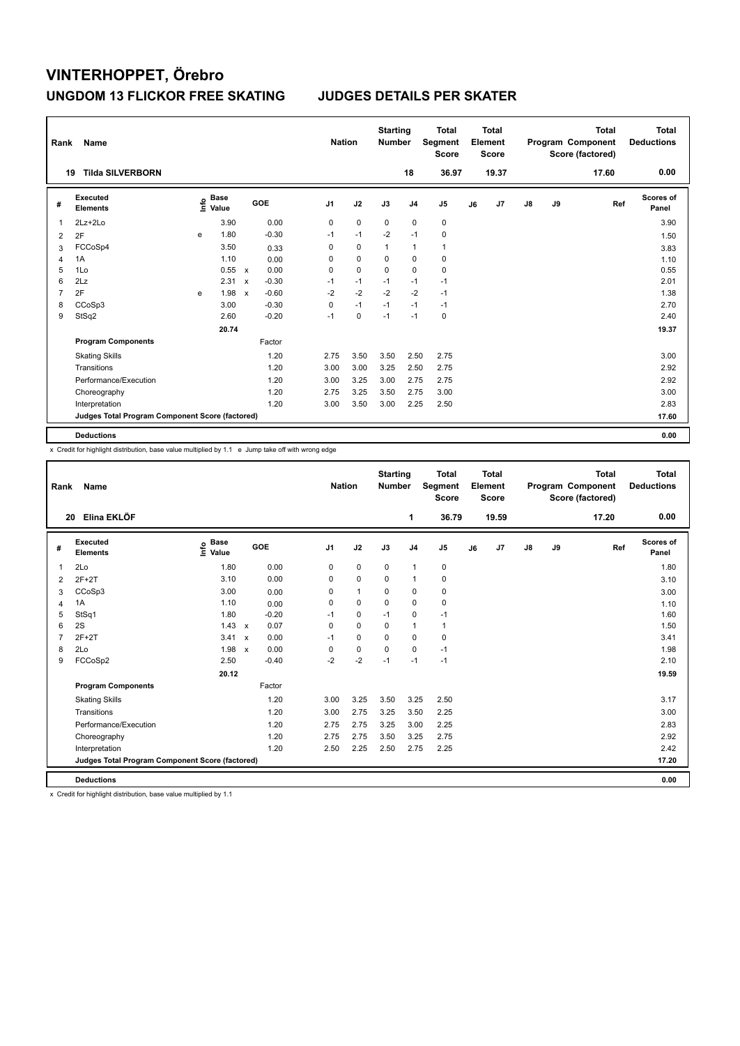# VINTERHOPPET, Örebro

## UNGDOM 13 FLICKOR FREE SKATING — JUDGES DETAILS PER SKATER

| Rank | Name | Nation | Starting Number | Total Segment Score | Total Element Score | Total Program Component Score (factored) | Total Deductions |
|---|---|---|---|---|---|---|---|
| 19 | Tilda SILVERBORN | | 18 | 36.97 | 19.37 | 17.60 | 0.00 |

| # | Executed Elements | Info | Base Value | | GOE | J1 | J2 | J3 | J4 | J5 | J6 | J7 | J8 | J9 | Ref | Scores of Panel |
|---|---|---|---|---|---|---|---|---|---|---|---|---|---|---|---|---|
| 1 | 2Lz+2Lo | | 3.90 | | 0.00 | 0 | 0 | 0 | 0 | 0 | | | | | | 3.90 |
| 2 | 2F | e | 1.80 | | -0.30 | -1 | -1 | -2 | -1 | 0 | | | | | | 1.50 |
| 3 | FCCoSp4 | | 3.50 | | 0.33 | 0 | 0 | 1 | 1 | 1 | | | | | | 3.83 |
| 4 | 1A | | 1.10 | | 0.00 | 0 | 0 | 0 | 0 | 0 | | | | | | 1.10 |
| 5 | 1Lo | | 0.55 | x | 0.00 | 0 | 0 | 0 | 0 | 0 | | | | | | 0.55 |
| 6 | 2Lz | | 2.31 | x | -0.30 | -1 | -1 | -1 | -1 | -1 | | | | | | 2.01 |
| 7 | 2F | e | 1.98 | x | -0.60 | -2 | -2 | -2 | -2 | -1 | | | | | | 1.38 |
| 8 | CCoSp3 | | 3.00 | | -0.30 | 0 | -1 | -1 | -1 | -1 | | | | | | 2.70 |
| 9 | StSq2 | | 2.60 | | -0.20 | -1 | 0 | -1 | -1 | 0 | | | | | | 2.40 |
| | | | 20.74 | | | | | | | | | | | | | 19.37 |
| | **Program Components** | | | | Factor | | | | | | | | | | | |
| | Skating Skills | | | | 1.20 | 2.75 | 3.50 | 3.50 | 2.50 | 2.75 | | | | | | 3.00 |
| | Transitions | | | | 1.20 | 3.00 | 3.00 | 3.25 | 2.50 | 2.75 | | | | | | 2.92 |
| | Performance/Execution | | | | 1.20 | 3.00 | 3.25 | 3.00 | 2.75 | 2.75 | | | | | | 2.92 |
| | Choreography | | | | 1.20 | 2.75 | 3.25 | 3.50 | 2.75 | 3.00 | | | | | | 3.00 |
| | Interpretation | | | | 1.20 | 3.00 | 3.50 | 3.00 | 2.25 | 2.50 | | | | | | 2.83 |
| | **Judges Total Program Component Score (factored)** | | | | | | | | | | | | | | | 17.60 |
| | **Deductions** | | | | | | | | | | | | | | | 0.00 |

x Credit for highlight distribution, base value multiplied by 1.1 e Jump take off with wrong edge

| Rank | Name | Nation | Starting Number | Total Segment Score | Total Element Score | Total Program Component Score (factored) | Total Deductions |
|---|---|---|---|---|---|---|---|
| 20 | Elina EKLÖF | | 1 | 36.79 | 19.59 | 17.20 | 0.00 |

| # | Executed Elements | Info | Base Value | | GOE | J1 | J2 | J3 | J4 | J5 | J6 | J7 | J8 | J9 | Ref | Scores of Panel |
|---|---|---|---|---|---|---|---|---|---|---|---|---|---|---|---|---|
| 1 | 2Lo | | 1.80 | | 0.00 | 0 | 0 | 0 | 1 | 0 | | | | | | 1.80 |
| 2 | 2F+2T | | 3.10 | | 0.00 | 0 | 0 | 0 | 1 | 0 | | | | | | 3.10 |
| 3 | CCoSp3 | | 3.00 | | 0.00 | 0 | 1 | 0 | 0 | 0 | | | | | | 3.00 |
| 4 | 1A | | 1.10 | | 0.00 | 0 | 0 | 0 | 0 | 0 | | | | | | 1.10 |
| 5 | StSq1 | | 1.80 | | -0.20 | -1 | 0 | -1 | 0 | -1 | | | | | | 1.60 |
| 6 | 2S | | 1.43 | x | 0.07 | 0 | 0 | 0 | 1 | 1 | | | | | | 1.50 |
| 7 | 2F+2T | | 3.41 | x | 0.00 | -1 | 0 | 0 | 0 | 0 | | | | | | 3.41 |
| 8 | 2Lo | | 1.98 | x | 0.00 | 0 | 0 | 0 | 0 | -1 | | | | | | 1.98 |
| 9 | FCCoSp2 | | 2.50 | | -0.40 | -2 | -2 | -1 | -1 | -1 | | | | | | 2.10 |
| | | | 20.12 | | | | | | | | | | | | | 19.59 |
| | **Program Components** | | | | Factor | | | | | | | | | | | |
| | Skating Skills | | | | 1.20 | 3.00 | 3.25 | 3.50 | 3.25 | 2.50 | | | | | | 3.17 |
| | Transitions | | | | 1.20 | 3.00 | 2.75 | 3.25 | 3.50 | 2.25 | | | | | | 3.00 |
| | Performance/Execution | | | | 1.20 | 2.75 | 2.75 | 3.25 | 3.00 | 2.25 | | | | | | 2.83 |
| | Choreography | | | | 1.20 | 2.75 | 2.75 | 3.50 | 3.25 | 2.75 | | | | | | 2.92 |
| | Interpretation | | | | 1.20 | 2.50 | 2.25 | 2.50 | 2.75 | 2.25 | | | | | | 2.42 |
| | **Judges Total Program Component Score (factored)** | | | | | | | | | | | | | | | 17.20 |
| | **Deductions** | | | | | | | | | | | | | | | 0.00 |

x Credit for highlight distribution, base value multiplied by 1.1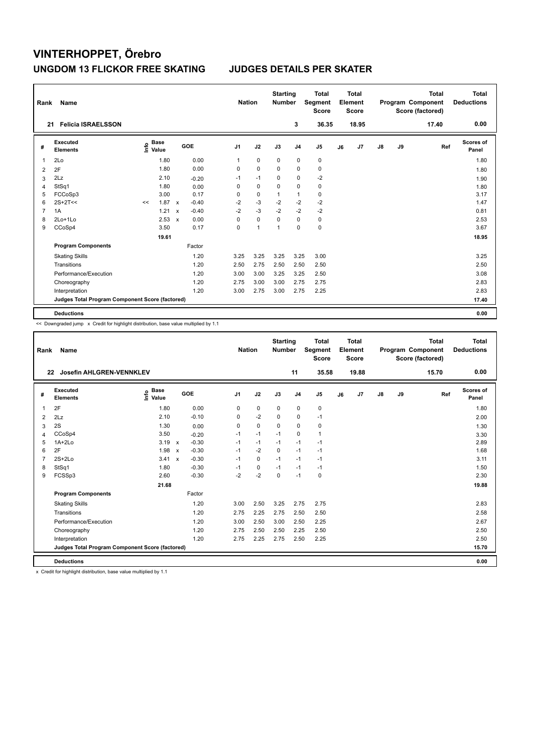# VINTERHOPPET, Örebro

## UNGDOM 13 FLICKOR FREE SKATING   JUDGES DETAILS PER SKATER

| Rank | Name | Nation | Starting Number | Total Segment Score | Total Element Score | Total Program Component Score (factored) | Total Deductions |
|---|---|---|---|---|---|---|---|
| 21 | Felicia ISRAELSSON | | 3 | 36.35 | 18.95 | 17.40 | 0.00 |

| # | Executed Elements | Info | Base Value | | GOE | J1 | J2 | J3 | J4 | J5 | J6 | J7 | J8 | J9 | Ref | Scores of Panel |
|---|---|---|---|---|---|---|---|---|---|---|---|---|---|---|---|---|
| 1 | 2Lo | | 1.80 | | 0.00 | 1 | 0 | 0 | 0 | 0 | | | | | | 1.80 |
| 2 | 2F | | 1.80 | | 0.00 | 0 | 0 | 0 | 0 | 0 | | | | | | 1.80 |
| 3 | 2Lz | | 2.10 | | -0.20 | -1 | -1 | 0 | 0 | -2 | | | | | | 1.90 |
| 4 | StSq1 | | 1.80 | | 0.00 | 0 | 0 | 0 | 0 | 0 | | | | | | 1.80 |
| 5 | FCCoSp3 | | 3.00 | | 0.17 | 0 | 0 | 1 | 1 | 0 | | | | | | 3.17 |
| 6 | 2S+2T<< | << | 1.87 | x | -0.40 | -2 | -3 | -2 | -2 | -2 | | | | | | 1.47 |
| 7 | 1A | | 1.21 | x | -0.40 | -2 | -3 | -2 | -2 | -2 | | | | | | 0.81 |
| 8 | 2Lo+1Lo | | 2.53 | x | 0.00 | 0 | 0 | 0 | 0 | 0 | | | | | | 2.53 |
| 9 | CCoSp4 | | 3.50 | | 0.17 | 0 | 1 | 1 | 0 | 0 | | | | | | 3.67 |
| | | | 19.61 | | | | | | | | | | | | | 18.95 |
| | **Program Components** | | | | Factor | | | | | | | | | | | |
| | Skating Skills | | | | 1.20 | 3.25 | 3.25 | 3.25 | 3.25 | 3.00 | | | | | | 3.25 |
| | Transitions | | | | 1.20 | 2.50 | 2.75 | 2.50 | 2.50 | 2.50 | | | | | | 2.50 |
| | Performance/Execution | | | | 1.20 | 3.00 | 3.00 | 3.25 | 3.25 | 2.50 | | | | | | 3.08 |
| | Choreography | | | | 1.20 | 2.75 | 3.00 | 3.00 | 2.75 | 2.75 | | | | | | 2.83 |
| | Interpretation | | | | 1.20 | 3.00 | 2.75 | 3.00 | 2.75 | 2.25 | | | | | | 2.83 |
| | Judges Total Program Component Score (factored) | | | | | | | | | | | | | | | 17.40 |
| | **Deductions** | | | | | | | | | | | | | | | 0.00 |

<< Downgraded jump x Credit for highlight distribution, base value multiplied by 1.1

| Rank | Name | Nation | Starting Number | Total Segment Score | Total Element Score | Total Program Component Score (factored) | Total Deductions |
|---|---|---|---|---|---|---|---|
| 22 | Josefin AHLGREN-VENNKLEV | | 11 | 35.58 | 19.88 | 15.70 | 0.00 |

| # | Executed Elements | Info | Base Value | | GOE | J1 | J2 | J3 | J4 | J5 | J6 | J7 | J8 | J9 | Ref | Scores of Panel |
|---|---|---|---|---|---|---|---|---|---|---|---|---|---|---|---|---|
| 1 | 2F | | 1.80 | | 0.00 | 0 | 0 | 0 | 0 | 0 | | | | | | 1.80 |
| 2 | 2Lz | | 2.10 | | -0.10 | 0 | -2 | 0 | 0 | -1 | | | | | | 2.00 |
| 3 | 2S | | 1.30 | | 0.00 | 0 | 0 | 0 | 0 | 0 | | | | | | 1.30 |
| 4 | CCoSp4 | | 3.50 | | -0.20 | -1 | -1 | -1 | 0 | 1 | | | | | | 3.30 |
| 5 | 1A+2Lo | | 3.19 | x | -0.30 | -1 | -1 | -1 | -1 | -1 | | | | | | 2.89 |
| 6 | 2F | | 1.98 | x | -0.30 | -1 | -2 | 0 | -1 | -1 | | | | | | 1.68 |
| 7 | 2S+2Lo | | 3.41 | x | -0.30 | -1 | 0 | -1 | -1 | -1 | | | | | | 3.11 |
| 8 | StSq1 | | 1.80 | | -0.30 | -1 | 0 | -1 | -1 | -1 | | | | | | 1.50 |
| 9 | FCSSp3 | | 2.60 | | -0.30 | -2 | -2 | 0 | -1 | 0 | | | | | | 2.30 |
| | | | 21.68 | | | | | | | | | | | | | 19.88 |
| | **Program Components** | | | | Factor | | | | | | | | | | | |
| | Skating Skills | | | | 1.20 | 3.00 | 2.50 | 3.25 | 2.75 | 2.75 | | | | | | 2.83 |
| | Transitions | | | | 1.20 | 2.75 | 2.25 | 2.75 | 2.50 | 2.50 | | | | | | 2.58 |
| | Performance/Execution | | | | 1.20 | 3.00 | 2.50 | 3.00 | 2.50 | 2.25 | | | | | | 2.67 |
| | Choreography | | | | 1.20 | 2.75 | 2.50 | 2.50 | 2.25 | 2.50 | | | | | | 2.50 |
| | Interpretation | | | | 1.20 | 2.75 | 2.25 | 2.75 | 2.50 | 2.25 | | | | | | 2.50 |
| | Judges Total Program Component Score (factored) | | | | | | | | | | | | | | | 15.70 |
| | **Deductions** | | | | | | | | | | | | | | | 0.00 |

x Credit for highlight distribution, base value multiplied by 1.1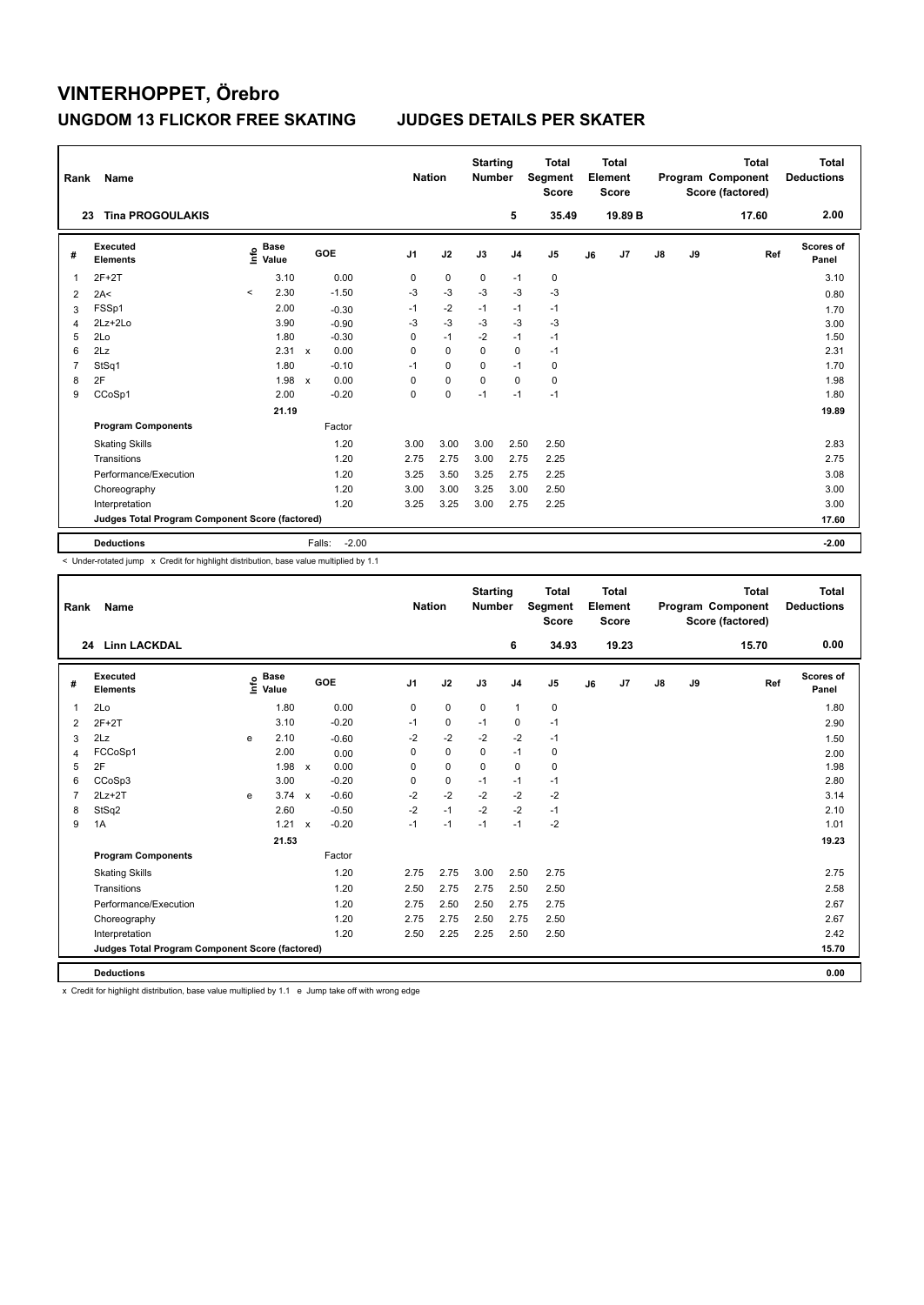# VINTERHOPPET, Örebro

## UNGDOM 13 FLICKOR FREE SKATING — JUDGES DETAILS PER SKATER

| Rank | Name | Nation | Starting Number | Total Segment Score | Total Element Score | Total Program Component Score (factored) | Total Deductions |
|---|---|---|---|---|---|---|---|
| 23 | Tina PROGOULAKIS | | 5 | 35.49 | 19.89 B | 17.60 | 2.00 |

| # | Executed Elements | Info | Base Value | | GOE | J1 | J2 | J3 | J4 | J5 | J6 | J7 | J8 | J9 | Ref | Scores of Panel |
|---|---|---|---|---|---|---|---|---|---|---|---|---|---|---|---|---|
| 1 | 2F+2T | | 3.10 | | 0.00 | 0 | 0 | 0 | -1 | 0 | | | | | | 3.10 |
| 2 | 2A< | < | 2.30 | | -1.50 | -3 | -3 | -3 | -3 | -3 | | | | | | 0.80 |
| 3 | FSSp1 | | 2.00 | | -0.30 | -1 | -2 | -1 | -1 | -1 | | | | | | 1.70 |
| 4 | 2Lz+2Lo | | 3.90 | | -0.90 | -3 | -3 | -3 | -3 | -3 | | | | | | 3.00 |
| 5 | 2Lo | | 1.80 | | -0.30 | 0 | -1 | -2 | -1 | -1 | | | | | | 1.50 |
| 6 | 2Lz | | 2.31 | x | 0.00 | 0 | 0 | 0 | 0 | -1 | | | | | | 2.31 |
| 7 | StSq1 | | 1.80 | | -0.10 | -1 | 0 | 0 | -1 | 0 | | | | | | 1.70 |
| 8 | 2F | | 1.98 | x | 0.00 | 0 | 0 | 0 | 0 | 0 | | | | | | 1.98 |
| 9 | CCoSp1 | | 2.00 | | -0.20 | 0 | 0 | -1 | -1 | -1 | | | | | | 1.80 |
| | | | 21.19 | | | | | | | | | | | | | 19.89 |
| | **Program Components** | | | | Factor | | | | | | | | | | | |
| | Skating Skills | | | | 1.20 | 3.00 | 3.00 | 3.00 | 2.50 | 2.50 | | | | | | 2.83 |
| | Transitions | | | | 1.20 | 2.75 | 2.75 | 3.00 | 2.75 | 2.25 | | | | | | 2.75 |
| | Performance/Execution | | | | 1.20 | 3.25 | 3.50 | 3.25 | 2.75 | 2.25 | | | | | | 3.08 |
| | Choreography | | | | 1.20 | 3.00 | 3.00 | 3.25 | 3.00 | 2.50 | | | | | | 3.00 |
| | Interpretation | | | | 1.20 | 3.25 | 3.25 | 3.00 | 2.75 | 2.25 | | | | | | 3.00 |
| | **Judges Total Program Component Score (factored)** | | | | | | | | | | | | | | | 17.60 |
| | **Deductions** | | | | Falls: -2.00 | | | | | | | | | | | -2.00 |

< Under-rotated jump x Credit for highlight distribution, base value multiplied by 1.1

| Rank | Name | Nation | Starting Number | Total Segment Score | Total Element Score | Total Program Component Score (factored) | Total Deductions |
|---|---|---|---|---|---|---|---|
| 24 | Linn LACKDAL | | 6 | 34.93 | 19.23 | 15.70 | 0.00 |

| # | Executed Elements | Info | Base Value | | GOE | J1 | J2 | J3 | J4 | J5 | J6 | J7 | J8 | J9 | Ref | Scores of Panel |
|---|---|---|---|---|---|---|---|---|---|---|---|---|---|---|---|---|
| 1 | 2Lo | | 1.80 | | 0.00 | 0 | 0 | 0 | 1 | 0 | | | | | | 1.80 |
| 2 | 2F+2T | | 3.10 | | -0.20 | -1 | 0 | -1 | 0 | -1 | | | | | | 2.90 |
| 3 | 2Lz | e | 2.10 | | -0.60 | -2 | -2 | -2 | -2 | -1 | | | | | | 1.50 |
| 4 | FCCoSp1 | | 2.00 | | 0.00 | 0 | 0 | 0 | -1 | 0 | | | | | | 2.00 |
| 5 | 2F | | 1.98 | x | 0.00 | 0 | 0 | 0 | 0 | 0 | | | | | | 1.98 |
| 6 | CCoSp3 | | 3.00 | | -0.20 | 0 | 0 | -1 | -1 | -1 | | | | | | 2.80 |
| 7 | 2Lz+2T | e | 3.74 | x | -0.60 | -2 | -2 | -2 | -2 | -2 | | | | | | 3.14 |
| 8 | StSq2 | | 2.60 | | -0.50 | -2 | -1 | -2 | -2 | -1 | | | | | | 2.10 |
| 9 | 1A | | 1.21 | x | -0.20 | -1 | -1 | -1 | -1 | -2 | | | | | | 1.01 |
| | | | 21.53 | | | | | | | | | | | | | 19.23 |
| | **Program Components** | | | | Factor | | | | | | | | | | | |
| | Skating Skills | | | | 1.20 | 2.75 | 2.75 | 3.00 | 2.50 | 2.75 | | | | | | 2.75 |
| | Transitions | | | | 1.20 | 2.50 | 2.75 | 2.75 | 2.50 | 2.50 | | | | | | 2.58 |
| | Performance/Execution | | | | 1.20 | 2.75 | 2.50 | 2.50 | 2.75 | 2.75 | | | | | | 2.67 |
| | Choreography | | | | 1.20 | 2.75 | 2.75 | 2.50 | 2.75 | 2.50 | | | | | | 2.67 |
| | Interpretation | | | | 1.20 | 2.50 | 2.25 | 2.25 | 2.50 | 2.50 | | | | | | 2.42 |
| | **Judges Total Program Component Score (factored)** | | | | | | | | | | | | | | | 15.70 |
| | **Deductions** | | | | | | | | | | | | | | | 0.00 |

x Credit for highlight distribution, base value multiplied by 1.1 e Jump take off with wrong edge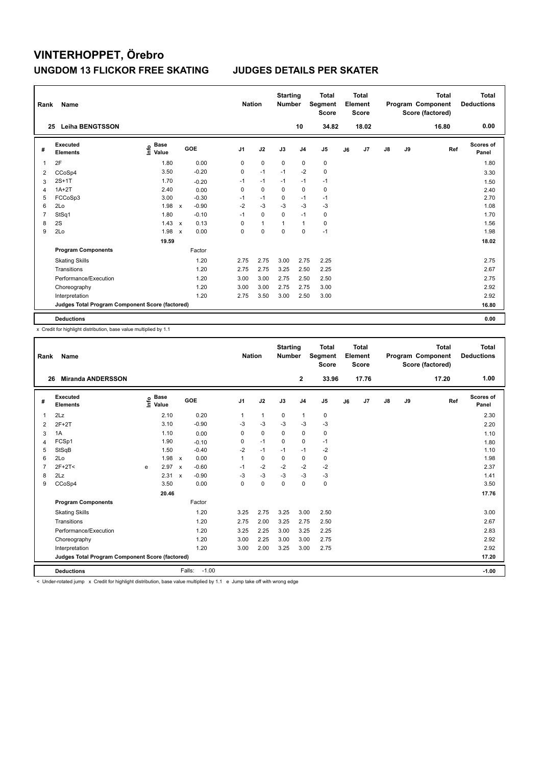# VINTERHOPPET, Örebro

## UNGDOM 13 FLICKOR FREE SKATING JUDGES DETAILS PER SKATER

| Rank | Name | Nation | Starting Number | Total Segment Score | Total Element Score | Total Program Component Score (factored) | Total Deductions |
|---|---|---|---|---|---|---|---|
| 25 | Leiha BENGTSSON | | 10 | 34.82 | 18.02 | 16.80 | 0.00 |

| # | Executed Elements | Info | Base Value | | GOE | J1 | J2 | J3 | J4 | J5 | J6 | J7 | J8 | J9 | Ref | Scores of Panel |
|---|---|---|---|---|---|---|---|---|---|---|---|---|---|---|---|---|
| 1 | 2F | | 1.80 | | 0.00 | 0 | 0 | 0 | 0 | 0 | | | | | | 1.80 |
| 2 | CCoSp4 | | 3.50 | | -0.20 | 0 | -1 | -1 | -2 | 0 | | | | | | 3.30 |
| 3 | 2S+1T | | 1.70 | | -0.20 | -1 | -1 | -1 | -1 | -1 | | | | | | 1.50 |
| 4 | 1A+2T | | 2.40 | | 0.00 | 0 | 0 | 0 | 0 | 0 | | | | | | 2.40 |
| 5 | FCCoSp3 | | 3.00 | | -0.30 | -1 | -1 | 0 | -1 | -1 | | | | | | 2.70 |
| 6 | 2Lo | | 1.98 | x | -0.90 | -2 | -3 | -3 | -3 | -3 | | | | | | 1.08 |
| 7 | StSq1 | | 1.80 | | -0.10 | -1 | 0 | 0 | -1 | 0 | | | | | | 1.70 |
| 8 | 2S | | 1.43 | x | 0.13 | 0 | 1 | 1 | 1 | 0 | | | | | | 1.56 |
| 9 | 2Lo | | 1.98 | x | 0.00 | 0 | 0 | 0 | 0 | -1 | | | | | | 1.98 |
| | | | 19.59 | | | | | | | | | | | | | 18.02 |
| | **Program Components** | | | | Factor | | | | | | | | | | | |
| | Skating Skills | | | | 1.20 | 2.75 | 2.75 | 3.00 | 2.75 | 2.25 | | | | | | 2.75 |
| | Transitions | | | | 1.20 | 2.75 | 2.75 | 3.25 | 2.50 | 2.25 | | | | | | 2.67 |
| | Performance/Execution | | | | 1.20 | 3.00 | 3.00 | 2.75 | 2.50 | 2.50 | | | | | | 2.75 |
| | Choreography | | | | 1.20 | 3.00 | 3.00 | 2.75 | 2.75 | 3.00 | | | | | | 2.92 |
| | Interpretation | | | | 1.20 | 2.75 | 3.50 | 3.00 | 2.50 | 3.00 | | | | | | 2.92 |
| | **Judges Total Program Component Score (factored)** | | | | | | | | | | | | | | | 16.80 |
| | **Deductions** | | | | | | | | | | | | | | | 0.00 |

x Credit for highlight distribution, base value multiplied by 1.1

| Rank | Name | Nation | Starting Number | Total Segment Score | Total Element Score | Total Program Component Score (factored) | Total Deductions |
|---|---|---|---|---|---|---|---|
| 26 | Miranda ANDERSSON | | 2 | 33.96 | 17.76 | 17.20 | 1.00 |

| # | Executed Elements | Info | Base Value | | GOE | J1 | J2 | J3 | J4 | J5 | J6 | J7 | J8 | J9 | Ref | Scores of Panel |
|---|---|---|---|---|---|---|---|---|---|---|---|---|---|---|---|---|
| 1 | 2Lz | | 2.10 | | 0.20 | 1 | 1 | 0 | 1 | 0 | | | | | | 2.30 |
| 2 | 2F+2T | | 3.10 | | -0.90 | -3 | -3 | -3 | -3 | -3 | | | | | | 2.20 |
| 3 | 1A | | 1.10 | | 0.00 | 0 | 0 | 0 | 0 | 0 | | | | | | 1.10 |
| 4 | FCSp1 | | 1.90 | | -0.10 | 0 | -1 | 0 | 0 | -1 | | | | | | 1.80 |
| 5 | StSqB | | 1.50 | | -0.40 | -2 | -1 | -1 | -1 | -2 | | | | | | 1.10 |
| 6 | 2Lo | | 1.98 | x | 0.00 | 1 | 0 | 0 | 0 | 0 | | | | | | 1.98 |
| 7 | 2F+2T< | e | 2.97 | x | -0.60 | -1 | -2 | -2 | -2 | -2 | | | | | | 2.37 |
| 8 | 2Lz | | 2.31 | x | -0.90 | -3 | -3 | -3 | -3 | -3 | | | | | | 1.41 |
| 9 | CCoSp4 | | 3.50 | | 0.00 | 0 | 0 | 0 | 0 | 0 | | | | | | 3.50 |
| | | | 20.46 | | | | | | | | | | | | | 17.76 |
| | **Program Components** | | | | Factor | | | | | | | | | | | |
| | Skating Skills | | | | 1.20 | 3.25 | 2.75 | 3.25 | 3.00 | 2.50 | | | | | | 3.00 |
| | Transitions | | | | 1.20 | 2.75 | 2.00 | 3.25 | 2.75 | 2.50 | | | | | | 2.67 |
| | Performance/Execution | | | | 1.20 | 3.25 | 2.25 | 3.00 | 3.25 | 2.25 | | | | | | 2.83 |
| | Choreography | | | | 1.20 | 3.00 | 2.25 | 3.00 | 3.00 | 2.75 | | | | | | 2.92 |
| | Interpretation | | | | 1.20 | 3.00 | 2.00 | 3.25 | 3.00 | 2.75 | | | | | | 2.92 |
| | **Judges Total Program Component Score (factored)** | | | | | | | | | | | | | | | 17.20 |
| | **Deductions** | | | | Falls: -1.00 | | | | | | | | | | | -1.00 |

< Under-rotated jump x Credit for highlight distribution, base value multiplied by 1.1 e Jump take off with wrong edge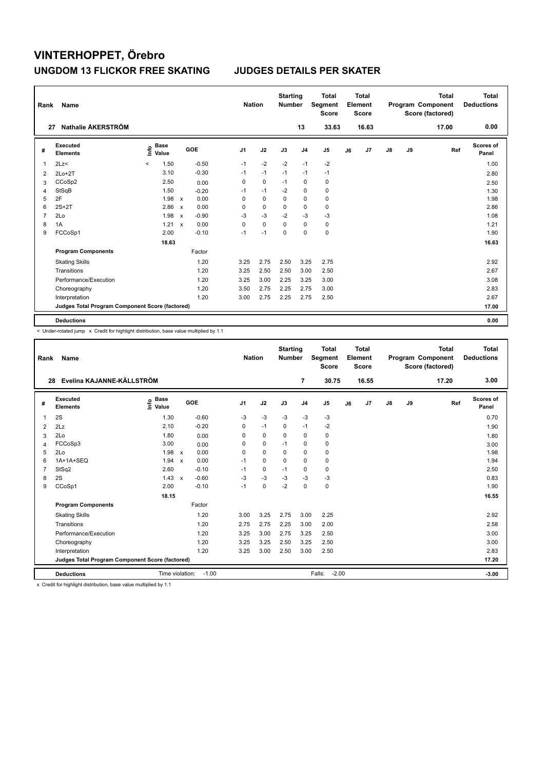# VINTERHOPPET, Örebro

## UNGDOM 13 FLICKOR FREE SKATING — JUDGES DETAILS PER SKATER

| Rank | Name | Nation | Starting Number | Total Segment Score | Total Element Score | Total Program Component Score (factored) | Total Deductions |
|---|---|---|---|---|---|---|---|
| 27 | Nathalie ÅKERSTRÖM | | 13 | 33.63 | 16.63 | 17.00 | 0.00 |

| # | Executed Elements | Info | Base Value | | GOE | J1 | J2 | J3 | J4 | J5 | J6 | J7 | J8 | J9 | Ref | Scores of Panel |
|---|---|---|---|---|---|---|---|---|---|---|---|---|---|---|---|---|
| 1 | 2Lz< | < | 1.50 | | -0.50 | -1 | -2 | -2 | -1 | -2 | | | | | | 1.00 |
| 2 | 2Lo+2T | | 3.10 | | -0.30 | -1 | -1 | -1 | -1 | -1 | | | | | | 2.80 |
| 3 | CCoSp2 | | 2.50 | | 0.00 | 0 | 0 | -1 | 0 | 0 | | | | | | 2.50 |
| 4 | StSqB | | 1.50 | | -0.20 | -1 | -1 | -2 | 0 | 0 | | | | | | 1.30 |
| 5 | 2F | | 1.98 | x | 0.00 | 0 | 0 | 0 | 0 | 0 | | | | | | 1.98 |
| 6 | 2S+2T | | 2.86 | x | 0.00 | 0 | 0 | 0 | 0 | 0 | | | | | | 2.86 |
| 7 | 2Lo | | 1.98 | x | -0.90 | -3 | -3 | -2 | -3 | -3 | | | | | | 1.08 |
| 8 | 1A | | 1.21 | x | 0.00 | 0 | 0 | 0 | 0 | 0 | | | | | | 1.21 |
| 9 | FCCoSp1 | | 2.00 | | -0.10 | -1 | -1 | 0 | 0 | 0 | | | | | | 1.90 |
| | | | 18.63 | | | | | | | | | | | | | 16.63 |
| | **Program Components** | | | | Factor | | | | | | | | | | | |
| | Skating Skills | | | | 1.20 | 3.25 | 2.75 | 2.50 | 3.25 | 2.75 | | | | | | 2.92 |
| | Transitions | | | | 1.20 | 3.25 | 2.50 | 2.50 | 3.00 | 2.50 | | | | | | 2.67 |
| | Performance/Execution | | | | 1.20 | 3.25 | 3.00 | 2.25 | 3.25 | 3.00 | | | | | | 3.08 |
| | Choreography | | | | 1.20 | 3.50 | 2.75 | 2.25 | 2.75 | 3.00 | | | | | | 2.83 |
| | Interpretation | | | | 1.20 | 3.00 | 2.75 | 2.25 | 2.75 | 2.50 | | | | | | 2.67 |
| | Judges Total Program Component Score (factored) | | | | | | | | | | | | | | | 17.00 |
| | **Deductions** | | | | | | | | | | | | | | | 0.00 |

< Under-rotated jump x Credit for highlight distribution, base value multiplied by 1.1

| Rank | Name | Nation | Starting Number | Total Segment Score | Total Element Score | Total Program Component Score (factored) | Total Deductions |
|---|---|---|---|---|---|---|---|
| 28 | Evelina KAJANNE-KÄLLSTRÖM | | 7 | 30.75 | 16.55 | 17.20 | 3.00 |

| # | Executed Elements | Info | Base Value | | GOE | J1 | J2 | J3 | J4 | J5 | J6 | J7 | J8 | J9 | Ref | Scores of Panel |
|---|---|---|---|---|---|---|---|---|---|---|---|---|---|---|---|---|
| 1 | 2S | | 1.30 | | -0.60 | -3 | -3 | -3 | -3 | -3 | | | | | | 0.70 |
| 2 | 2Lz | | 2.10 | | -0.20 | 0 | -1 | 0 | -1 | -2 | | | | | | 1.90 |
| 3 | 2Lo | | 1.80 | | 0.00 | 0 | 0 | 0 | 0 | 0 | | | | | | 1.80 |
| 4 | FCCoSp3 | | 3.00 | | 0.00 | 0 | 0 | -1 | 0 | 0 | | | | | | 3.00 |
| 5 | 2Lo | | 1.98 | x | 0.00 | 0 | 0 | 0 | 0 | 0 | | | | | | 1.98 |
| 6 | 1A+1A+SEQ | | 1.94 | x | 0.00 | -1 | 0 | 0 | 0 | 0 | | | | | | 1.94 |
| 7 | StSq2 | | 2.60 | | -0.10 | -1 | 0 | -1 | 0 | 0 | | | | | | 2.50 |
| 8 | 2S | | 1.43 | x | -0.60 | -3 | -3 | -3 | -3 | -3 | | | | | | 0.83 |
| 9 | CCoSp1 | | 2.00 | | -0.10 | -1 | 0 | -2 | 0 | 0 | | | | | | 1.90 |
| | | | 18.15 | | | | | | | | | | | | | 16.55 |
| | **Program Components** | | | | Factor | | | | | | | | | | | |
| | Skating Skills | | | | 1.20 | 3.00 | 3.25 | 2.75 | 3.00 | 2.25 | | | | | | 2.92 |
| | Transitions | | | | 1.20 | 2.75 | 2.75 | 2.25 | 3.00 | 2.00 | | | | | | 2.58 |
| | Performance/Execution | | | | 1.20 | 3.25 | 3.00 | 2.75 | 3.25 | 2.50 | | | | | | 3.00 |
| | Choreography | | | | 1.20 | 3.25 | 3.25 | 2.50 | 3.25 | 2.50 | | | | | | 3.00 |
| | Interpretation | | | | 1.20 | 3.25 | 3.00 | 2.50 | 3.00 | 2.50 | | | | | | 2.83 |
| | Judges Total Program Component Score (factored) | | | | | | | | | | | | | | | 17.20 |
| | **Deductions** | Time violation: -1.00 | | | | | | | Falls: -2.00 | | | | | | | -3.00 |

x Credit for highlight distribution, base value multiplied by 1.1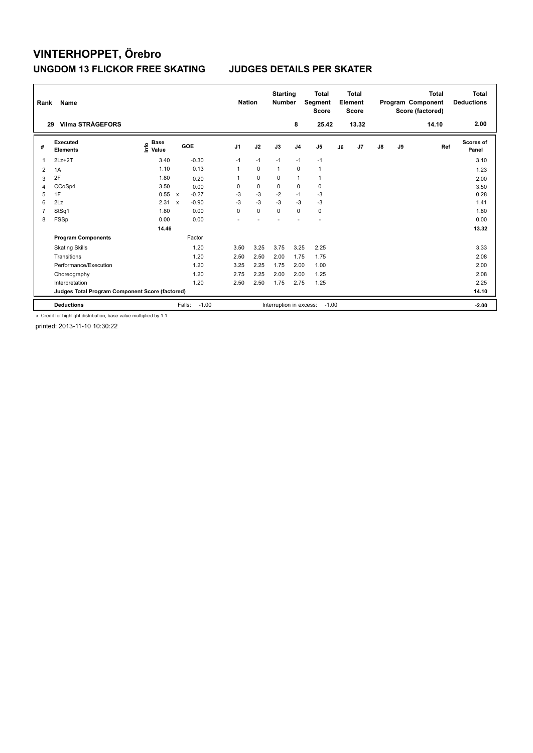# VINTERHOPPET, Örebro

## UNGDOM 13 FLICKOR FREE SKATING JUDGES DETAILS PER SKATER

| Rank | Name | Nation | Starting Number | Total Segment Score | Total Element Score | Total Program Component Score (factored) | Total Deductions |
|---|---|---|---|---|---|---|---|
| 29 | Vilma STRÅGEFORS | | 8 | 25.42 | 13.32 | 14.10 | 2.00 |

| # | Executed Elements | Info | Base Value | | GOE | J1 | J2 | J3 | J4 | J5 | J6 | J7 | J8 | J9 | Ref | Scores of Panel |
|---|---|---|---|---|---|---|---|---|---|---|---|---|---|---|---|---|
| 1 | 2Lz+2T | | 3.40 | | -0.30 | -1 | -1 | -1 | -1 | -1 | | | | | | 3.10 |
| 2 | 1A | | 1.10 | | 0.13 | 1 | 0 | 1 | 0 | 1 | | | | | | 1.23 |
| 3 | 2F | | 1.80 | | 0.20 | 1 | 0 | 0 | 1 | 1 | | | | | | 2.00 |
| 4 | CCoSp4 | | 3.50 | | 0.00 | 0 | 0 | 0 | 0 | 0 | | | | | | 3.50 |
| 5 | 1F | | 0.55 | x | -0.27 | -3 | -3 | -2 | -1 | -3 | | | | | | 0.28 |
| 6 | 2Lz | | 2.31 | x | -0.90 | -3 | -3 | -3 | -3 | -3 | | | | | | 1.41 |
| 7 | StSq1 | | 1.80 | | 0.00 | 0 | 0 | 0 | 0 | 0 | | | | | | 1.80 |
| 8 | FSSp | | 0.00 | | 0.00 | - | - | - | - | - | | | | | | 0.00 |
| | | | 14.46 | | | | | | | | | | | | | 13.32 |
| | **Program Components** | | | | Factor | | | | | | | | | | | |
| | Skating Skills | | | | 1.20 | 3.50 | 3.25 | 3.75 | 3.25 | 2.25 | | | | | | 3.33 |
| | Transitions | | | | 1.20 | 2.50 | 2.50 | 2.00 | 1.75 | 1.75 | | | | | | 2.08 |
| | Performance/Execution | | | | 1.20 | 3.25 | 2.25 | 1.75 | 2.00 | 1.00 | | | | | | 2.00 |
| | Choreography | | | | 1.20 | 2.75 | 2.25 | 2.00 | 2.00 | 1.25 | | | | | | 2.08 |
| | Interpretation | | | | 1.20 | 2.50 | 2.50 | 1.75 | 2.75 | 1.25 | | | | | | 2.25 |
| | **Judges Total Program Component Score (factored)** | | | | | | | | | | | | | | | 14.10 |
| | **Deductions** | | | | Falls: -1.00 | | | Interruption in excess: -1.00 | | | | | | | | -2.00 |

x Credit for highlight distribution, base value multiplied by 1.1

printed: 2013-11-10 10:30:22